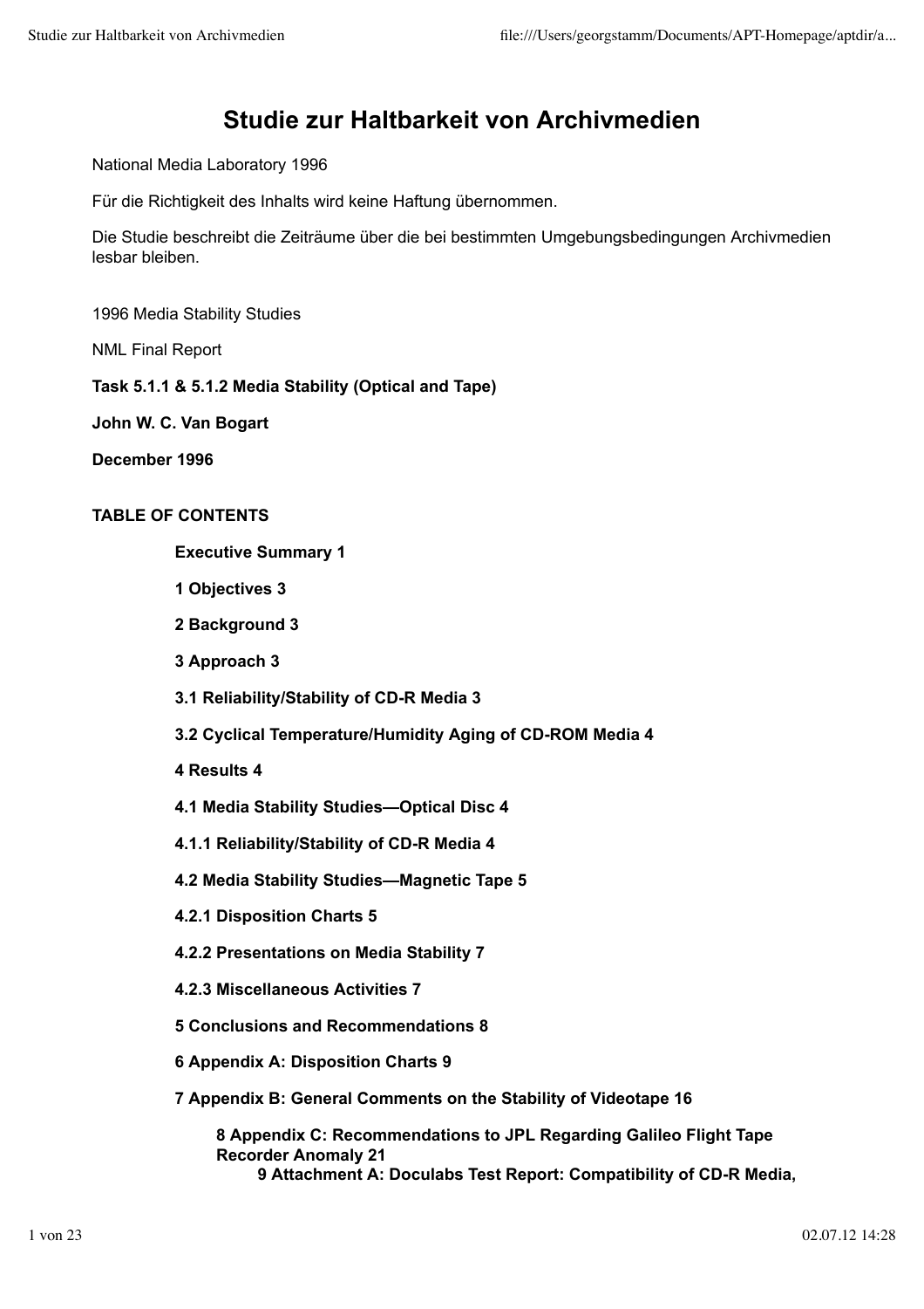# Studie zur Haltbarkeit von Archivmedien

National Media Laboratory 1996

Für die Richtigkeit des Inhalts wird keine Haftung übernommen.

Die Studie beschreibt die Zeiträume über die bei bestimmten Umgebungsbedingungen Archivmedien lesbar bleiben.

1996 Media Stability Studies

NML Final Report

**Task 5.1.1 & 5.1.2 Media Stability (Optical and Tape)**

**John W. C. Van Bogart**

**December 1996**

**TABLE OF CONTENTS**

- **Executive Summary 1**
- **1 Objectives 3**
- **2 Background 3**
- **3 Approach 3**
- **3.1 Reliability/Stability of CD-R Media 3**
- **3.2 Cyclical Temperature/Humidity Aging of CD-ROM Media 4**
- **4 Results 4**
- **4.1 Media Stability Studies—Optical Disc 4**
- **4.1.1 Reliability/Stability of CD-R Media 4**
- **4.2 Media Stability Studies—Magnetic Tape 5**
- **4.2.1 Disposition Charts 5**
- **4.2.2 Presentations on Media Stability 7**
- **4.2.3 Miscellaneous Activities 7**
- **5 Conclusions and Recommendations 8**
- **6 Appendix A: Disposition Charts 9**
- **7 Appendix B: General Comments on the Stability of Videotape 16**
  - **8 Appendix C: Recommendations to JPL Regarding Galileo Flight Tape Recorder Anomaly 21**
    - **9 Attachment A: Doculabs Test Report: Compatibility of CD-R Media,**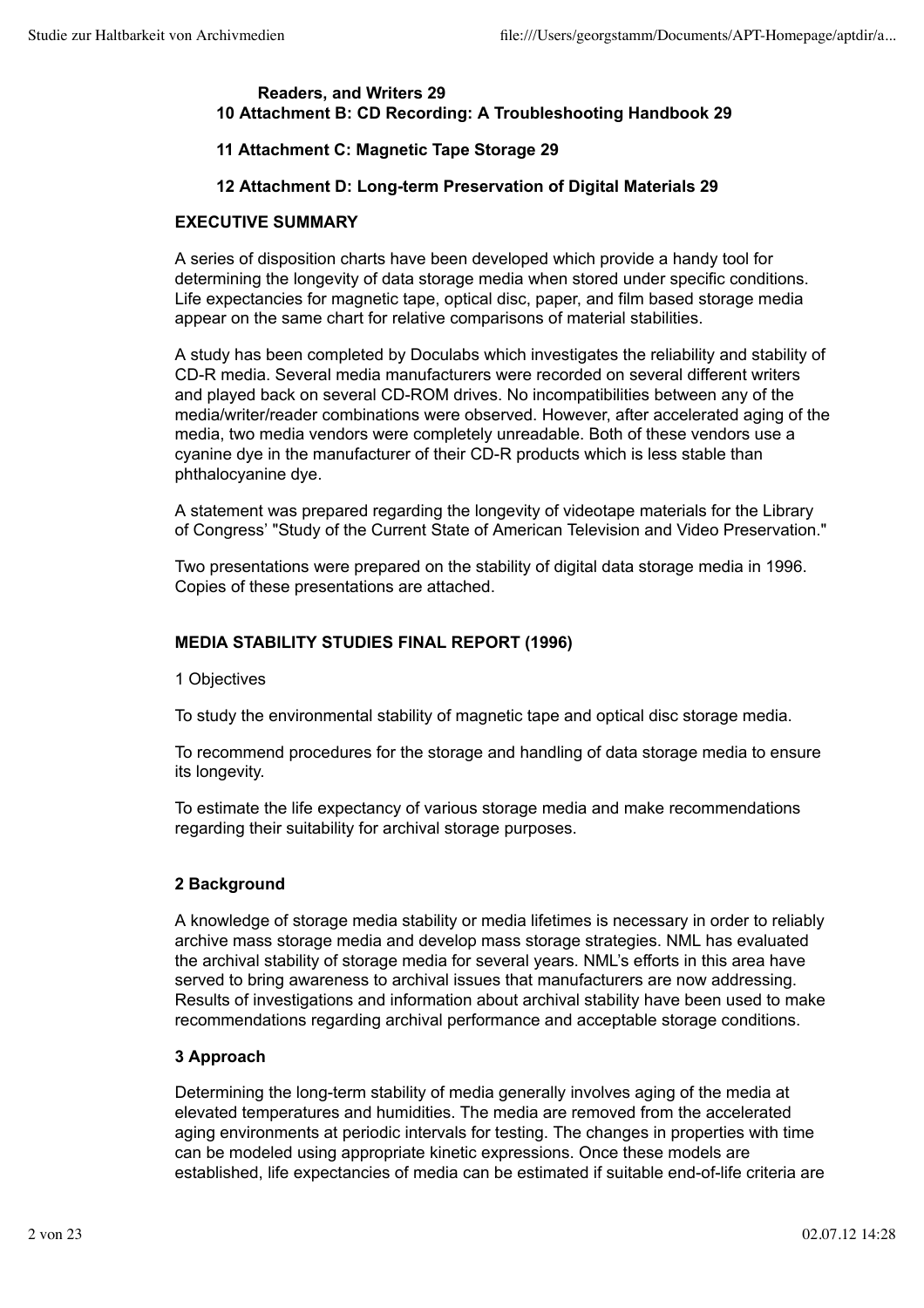**Readers, and Writers 29**

**10 Attachment B: CD Recording: A Troubleshooting Handbook 29**

**11 Attachment C: Magnetic Tape Storage 29**

**12 Attachment D: Long-term Preservation of Digital Materials 29**

**EXECUTIVE SUMMARY**

A series of disposition charts have been developed which provide a handy tool for determining the longevity of data storage media when stored under specific conditions. Life expectancies for magnetic tape, optical disc, paper, and film based storage media appear on the same chart for relative comparisons of material stabilities.

A study has been completed by Doculabs which investigates the reliability and stability of CD-R media. Several media manufacturers were recorded on several different writers and played back on several CD-ROM drives. No incompatibilities between any of the media/writer/reader combinations were observed. However, after accelerated aging of the media, two media vendors were completely unreadable. Both of these vendors use a cyanine dye in the manufacturer of their CD-R products which is less stable than phthalocyanine dye.

A statement was prepared regarding the longevity of videotape materials for the Library of Congress' "Study of the Current State of American Television and Video Preservation."

Two presentations were prepared on the stability of digital data storage media in 1996. Copies of these presentations are attached.

## MEDIA STABILITY STUDIES FINAL REPORT (1996)

1 Objectives

To study the environmental stability of magnetic tape and optical disc storage media.

To recommend procedures for the storage and handling of data storage media to ensure its longevity.

To estimate the life expectancy of various storage media and make recommendations regarding their suitability for archival storage purposes.

### 2 Background

A knowledge of storage media stability or media lifetimes is necessary in order to reliably archive mass storage media and develop mass storage strategies. NML has evaluated the archival stability of storage media for several years. NML's efforts in this area have served to bring awareness to archival issues that manufacturers are now addressing. Results of investigations and information about archival stability have been used to make recommendations regarding archival performance and acceptable storage conditions.

### 3 Approach

Determining the long-term stability of media generally involves aging of the media at elevated temperatures and humidities. The media are removed from the accelerated aging environments at periodic intervals for testing. The changes in properties with time can be modeled using appropriate kinetic expressions. Once these models are established, life expectancies of media can be estimated if suitable end-of-life criteria are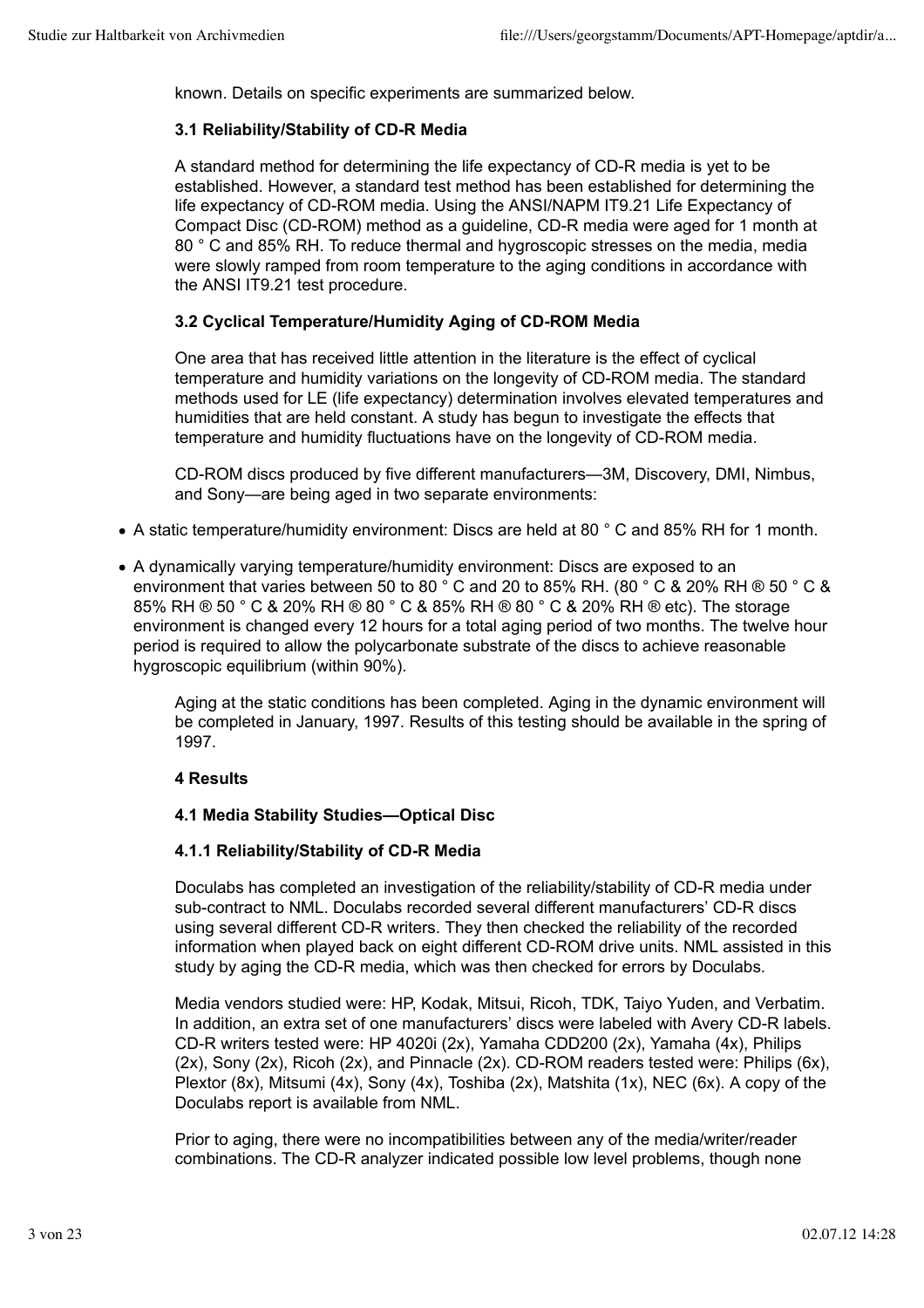known. Details on specific experiments are summarized below.

**3.1 Reliability/Stability of CD-R Media**

A standard method for determining the life expectancy of CD-R media is yet to be established. However, a standard test method has been established for determining the life expectancy of CD-ROM media. Using the ANSI/NAPM IT9.21 Life Expectancy of Compact Disc (CD-ROM) method as a guideline, CD-R media were aged for 1 month at 80 ° C and 85% RH. To reduce thermal and hygroscopic stresses on the media, media were slowly ramped from room temperature to the aging conditions in accordance with the ANSI IT9.21 test procedure.

**3.2 Cyclical Temperature/Humidity Aging of CD-ROM Media**

One area that has received little attention in the literature is the effect of cyclical temperature and humidity variations on the longevity of CD-ROM media. The standard methods used for LE (life expectancy) determination involves elevated temperatures and humidities that are held constant. A study has begun to investigate the effects that temperature and humidity fluctuations have on the longevity of CD-ROM media.

CD-ROM discs produced by five different manufacturers—3M, Discovery, DMI, Nimbus, and Sony—are being aged in two separate environments:

- A static temperature/humidity environment: Discs are held at 80 ° C and 85% RH for 1 month.
- A dynamically varying temperature/humidity environment: Discs are exposed to an environment that varies between 50 to 80 ° C and 20 to 85% RH. (80 ° C & 20% RH ® 50 ° C & 85% RH ® 50 ° C & 20% RH ® 80 ° C & 85% RH ® 80 ° C & 20% RH ® etc). The storage environment is changed every 12 hours for a total aging period of two months. The twelve hour period is required to allow the polycarbonate substrate of the discs to achieve reasonable hygroscopic equilibrium (within 90%).

Aging at the static conditions has been completed. Aging in the dynamic environment will be completed in January, 1997. Results of this testing should be available in the spring of 1997.

**4 Results**

**4.1 Media Stability Studies—Optical Disc**

**4.1.1 Reliability/Stability of CD-R Media**

Doculabs has completed an investigation of the reliability/stability of CD-R media under sub-contract to NML. Doculabs recorded several different manufacturers' CD-R discs using several different CD-R writers. They then checked the reliability of the recorded information when played back on eight different CD-ROM drive units. NML assisted in this study by aging the CD-R media, which was then checked for errors by Doculabs.

Media vendors studied were: HP, Kodak, Mitsui, Ricoh, TDK, Taiyo Yuden, and Verbatim. In addition, an extra set of one manufacturers' discs were labeled with Avery CD-R labels. CD-R writers tested were: HP 4020i (2x), Yamaha CDD200 (2x), Yamaha (4x), Philips (2x), Sony (2x), Ricoh (2x), and Pinnacle (2x). CD-ROM readers tested were: Philips (6x), Plextor (8x), Mitsumi (4x), Sony (4x), Toshiba (2x), Matshita (1x), NEC (6x). A copy of the Doculabs report is available from NML.

Prior to aging, there were no incompatibilities between any of the media/writer/reader combinations. The CD-R analyzer indicated possible low level problems, though none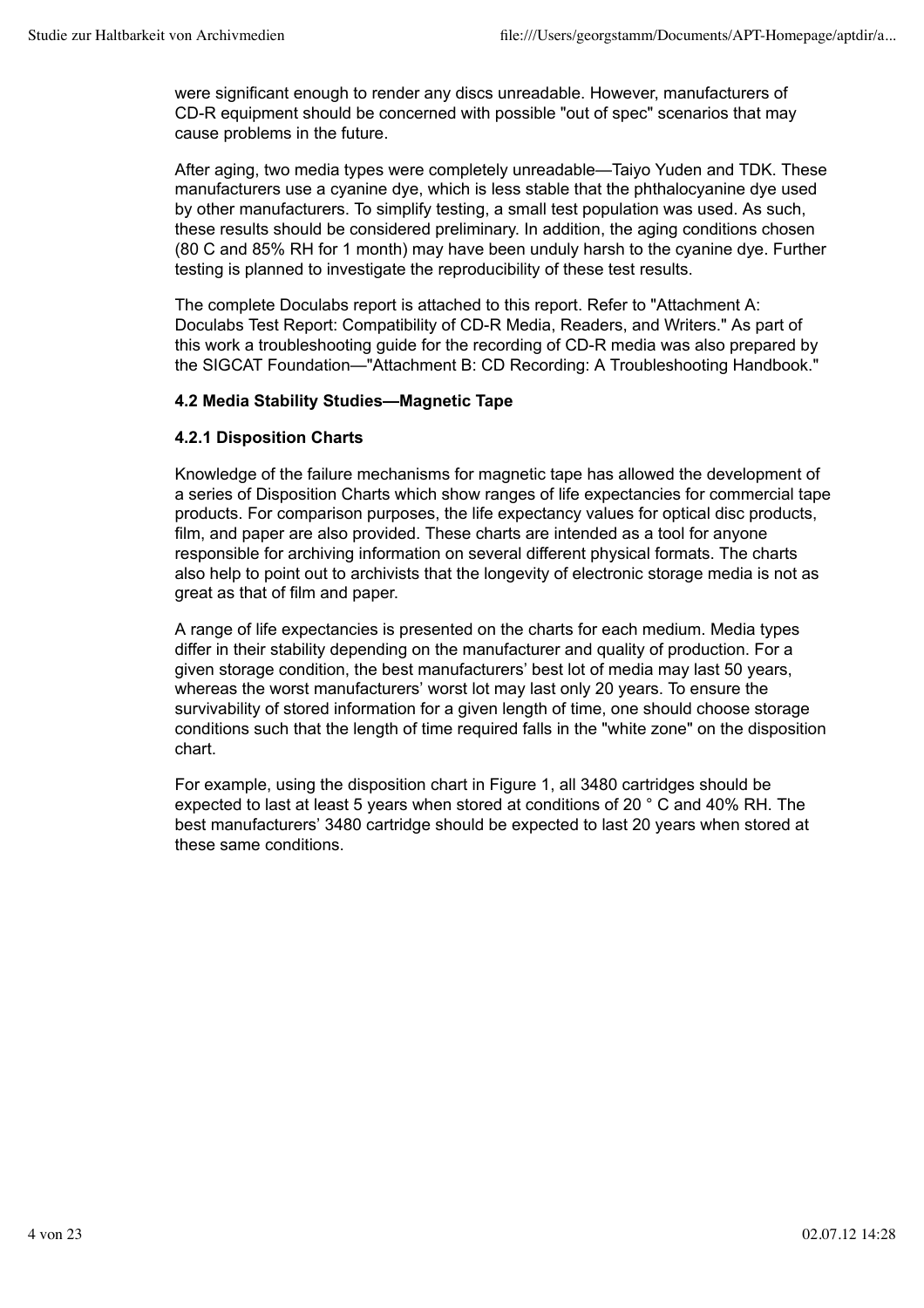were significant enough to render any discs unreadable. However, manufacturers of CD-R equipment should be concerned with possible "out of spec" scenarios that may cause problems in the future.

After aging, two media types were completely unreadable—Taiyo Yuden and TDK. These manufacturers use a cyanine dye, which is less stable that the phthalocyanine dye used by other manufacturers. To simplify testing, a small test population was used. As such, these results should be considered preliminary. In addition, the aging conditions chosen (80 C and 85% RH for 1 month) may have been unduly harsh to the cyanine dye. Further testing is planned to investigate the reproducibility of these test results.

The complete Doculabs report is attached to this report. Refer to "Attachment A: Doculabs Test Report: Compatibility of CD-R Media, Readers, and Writers." As part of this work a troubleshooting guide for the recording of CD-R media was also prepared by the SIGCAT Foundation—"Attachment B: CD Recording: A Troubleshooting Handbook."

### 4.2 Media Stability Studies—Magnetic Tape

#### 4.2.1 Disposition Charts

Knowledge of the failure mechanisms for magnetic tape has allowed the development of a series of Disposition Charts which show ranges of life expectancies for commercial tape products. For comparison purposes, the life expectancy values for optical disc products, film, and paper are also provided. These charts are intended as a tool for anyone responsible for archiving information on several different physical formats. The charts also help to point out to archivists that the longevity of electronic storage media is not as great as that of film and paper.

A range of life expectancies is presented on the charts for each medium. Media types differ in their stability depending on the manufacturer and quality of production. For a given storage condition, the best manufacturers' best lot of media may last 50 years, whereas the worst manufacturers' worst lot may last only 20 years. To ensure the survivability of stored information for a given length of time, one should choose storage conditions such that the length of time required falls in the "white zone" on the disposition chart.

For example, using the disposition chart in Figure 1, all 3480 cartridges should be expected to last at least 5 years when stored at conditions of 20 ° C and 40% RH. The best manufacturers' 3480 cartridge should be expected to last 20 years when stored at these same conditions.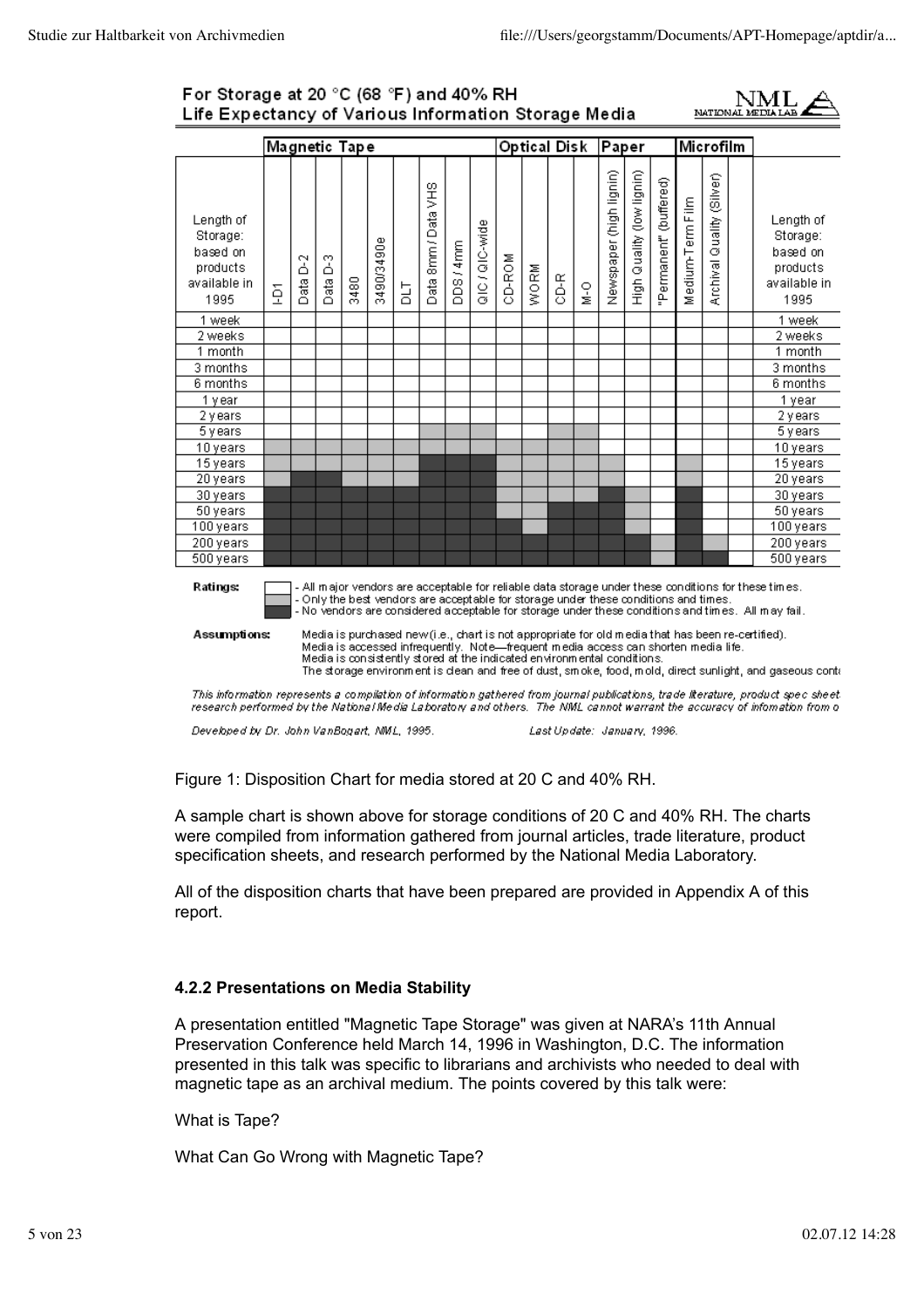## For Storage at 20 °C (68 °F) and 40% RH
## Life Expectancy of Various Information Storage Media

NML NATIONAL MEDIA LAB

Cell shading in the original chart is shown here as: blank = white, ░ = light gray, ▓ = dark gray (see Ratings).

| Length of Storage: based on products available in 1995 | Magnetic Tape | | | | | | | | | Optical Disk | | | | Paper | | | Microfilm | | | Length of Storage: based on products available in 1995 |
|---|---|---|---|---|---|---|---|---|---|---|---|---|---|---|---|---|---|---|---|---|
| | I-D1 | Data D-2 | Data D-3 | 3480 | 3490/3490e | DLT | Data 8mm / Data VHS | DDS / 4mm | QIC / QIC-wide | CD-ROM | WORM | CD-R | M-O | Newspaper (high lignin) | High Quality (low lignin) | "Permanent" (buffered) | Medium-Term Film | Archival Quality (Silver) | | |
| 1 week | | | | | | | | | | | | | | | | | | | | 1 week |
| 2 weeks | | | | | | | | | | | | | | | | | | | | 2 weeks |
| 1 month | | | | | | | | | | | | | | | | | | | | 1 month |
| 3 months | | | | | | | | | | | | | | | | | | | | 3 months |
| 6 months | | | | | | | | | | | | | | | | | | | | 6 months |
| 1 year | | | | | | | | | | | | | | | | | | | | 1 year |
| 2 years | | | | | | | | | | | | | | | | | | | | 2 years |
| 5 years | | | | | | | ░ | ░ | ░ | | | ░ | ░ | | | | | | | 5 years |
| 10 years | ░ | ░ | ░ | ░ | ░ | ░ | ░ | ░ | ░ | ░ | ░ | ░ | ░ | | | | | | | 10 years |
| 15 years | ░ | ░ | ░ | ░ | ░ | ░ | ▓ | ▓ | ▓ | ░ | ░ | ░ | ░ | ░ | | | ░ | | | 15 years |
| 20 years | ░ | ▓ | ▓ | ░ | ░ | ░ | ▓ | ▓ | ▓ | ░ | ░ | ░ | ░ | ░ | | | ░ | | | 20 years |
| 30 years | ▓ | ▓ | ▓ | ▓ | ▓ | ▓ | ▓ | ▓ | ▓ | ░ | ░ | ░ | ░ | ▓ | ░ | | ▓ | | | 30 years |
| 50 years | ▓ | ▓ | ▓ | ▓ | ▓ | ▓ | ▓ | ▓ | ▓ | ░ | ░ | ▓ | ▓ | ▓ | ░ | | ▓ | | | 50 years |
| 100 years | ▓ | ▓ | ▓ | ▓ | ▓ | ▓ | ▓ | ▓ | ▓ | ▓ | ░ | ▓ | ▓ | ▓ | ░ | | ▓ | | | 100 years |
| 200 years | ▓ | ▓ | ▓ | ▓ | ▓ | ▓ | ▓ | ▓ | ▓ | ▓ | ▓ | ▓ | ▓ | ▓ | ▓ | ░ | ▓ | ░ | | 200 years |
| 500 years | ▓ | ▓ | ▓ | ▓ | ▓ | ▓ | ▓ | ▓ | ▓ | ▓ | ▓ | ▓ | ▓ | ▓ | ▓ | ░ | ▓ | ▓ | | 500 years |

**Ratings:**

- (blank) - All major vendors are acceptable for reliable data storage under these conditions for these times.
- ░ - Only the best vendors are acceptable for storage under these conditions and times.
- ▓ - No vendors are considered acceptable for storage under these conditions and times. All may fail.

**Assumptions:** Media is purchased new (i.e., chart is not appropriate for old media that has been re-certified). Media is accessed infrequently. Note—frequent media access can shorten media life. Media is consistently stored at the indicated environmental conditions. The storage environment is clean and free of dust, smoke, food, mold, direct sunlight, and gaseous cont

*This information represents a compilation of information gathered from journal publications, trade literature, product spec sheet research performed by the National Media Laboratory and others. The NML cannot warrant the accuracy of information from o*

*Developed by Dr. John VanBogart, NML, 1995.* *Last Update: January, 1996.*

Figure 1: Disposition Chart for media stored at 20 C and 40% RH.

A sample chart is shown above for storage conditions of 20 C and 40% RH. The charts were compiled from information gathered from journal articles, trade literature, product specification sheets, and research performed by the National Media Laboratory.

All of the disposition charts that have been prepared are provided in Appendix A of this report.

### 4.2.2 Presentations on Media Stability

A presentation entitled "Magnetic Tape Storage" was given at NARA's 11th Annual Preservation Conference held March 14, 1996 in Washington, D.C. The information presented in this talk was specific to librarians and archivists who needed to deal with magnetic tape as an archival medium. The points covered by this talk were:

What is Tape?

What Can Go Wrong with Magnetic Tape?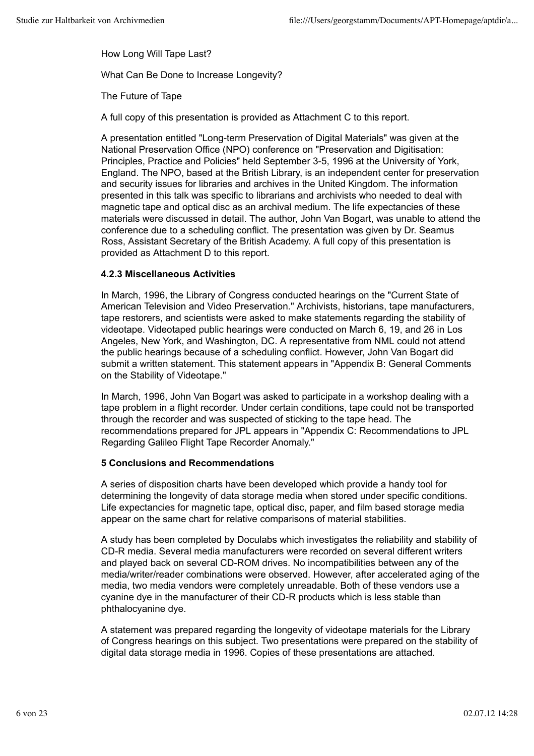How Long Will Tape Last?

What Can Be Done to Increase Longevity?

The Future of Tape

A full copy of this presentation is provided as Attachment C to this report.

A presentation entitled "Long-term Preservation of Digital Materials" was given at the National Preservation Office (NPO) conference on "Preservation and Digitisation: Principles, Practice and Policies" held September 3-5, 1996 at the University of York, England. The NPO, based at the British Library, is an independent center for preservation and security issues for libraries and archives in the United Kingdom. The information presented in this talk was specific to librarians and archivists who needed to deal with magnetic tape and optical disc as an archival medium. The life expectancies of these materials were discussed in detail. The author, John Van Bogart, was unable to attend the conference due to a scheduling conflict. The presentation was given by Dr. Seamus Ross, Assistant Secretary of the British Academy. A full copy of this presentation is provided as Attachment D to this report.

#### 4.2.3 Miscellaneous Activities

In March, 1996, the Library of Congress conducted hearings on the "Current State of American Television and Video Preservation." Archivists, historians, tape manufacturers, tape restorers, and scientists were asked to make statements regarding the stability of videotape. Videotaped public hearings were conducted on March 6, 19, and 26 in Los Angeles, New York, and Washington, DC. A representative from NML could not attend the public hearings because of a scheduling conflict. However, John Van Bogart did submit a written statement. This statement appears in "Appendix B: General Comments on the Stability of Videotape."

In March, 1996, John Van Bogart was asked to participate in a workshop dealing with a tape problem in a flight recorder. Under certain conditions, tape could not be transported through the recorder and was suspected of sticking to the tape head. The recommendations prepared for JPL appears in "Appendix C: Recommendations to JPL Regarding Galileo Flight Tape Recorder Anomaly."

### 5 Conclusions and Recommendations

A series of disposition charts have been developed which provide a handy tool for determining the longevity of data storage media when stored under specific conditions. Life expectancies for magnetic tape, optical disc, paper, and film based storage media appear on the same chart for relative comparisons of material stabilities.

A study has been completed by Doculabs which investigates the reliability and stability of CD-R media. Several media manufacturers were recorded on several different writers and played back on several CD-ROM drives. No incompatibilities between any of the media/writer/reader combinations were observed. However, after accelerated aging of the media, two media vendors were completely unreadable. Both of these vendors use a cyanine dye in the manufacturer of their CD-R products which is less stable than phthalocyanine dye.

A statement was prepared regarding the longevity of videotape materials for the Library of Congress hearings on this subject. Two presentations were prepared on the stability of digital data storage media in 1996. Copies of these presentations are attached.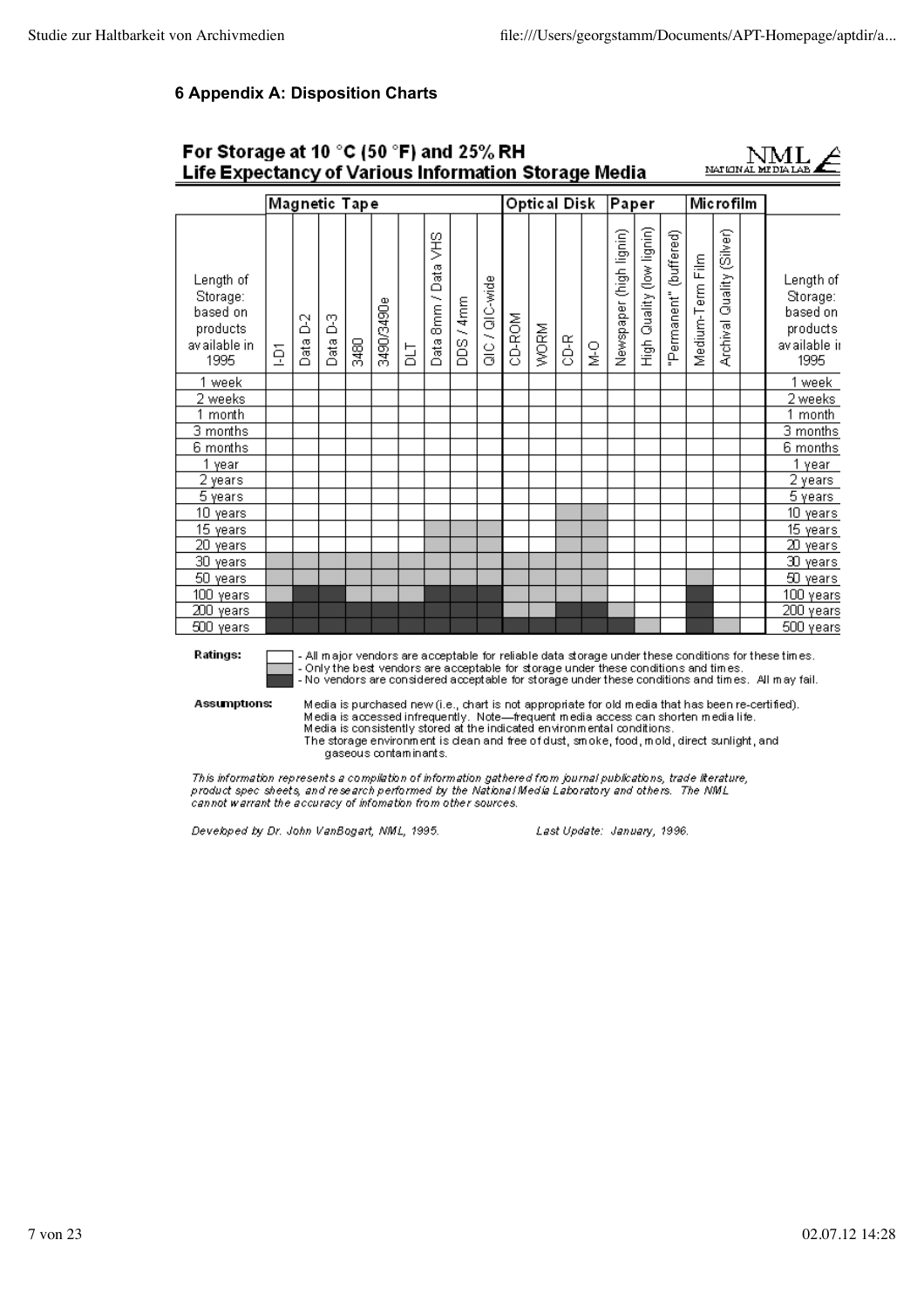## 6 Appendix A: Disposition Charts

**For Storage at 10 °C (50 °F) and 25% RH**
**Life Expectancy of Various Information Storage Media**

NML NATIONAL MEDIA LAB

| | Magnetic Tape | | | | | | | | | Optical Disk | | | | Paper | | | Microfilm | | | |
|---|---|---|---|---|---|---|---|---|---|---|---|---|---|---|---|---|---|---|---|---|
| Length of Storage: based on products available in 1995 | I-D1 | Data D-2 | Data D-3 | 3480 | 3490/3490e | DLT | Data 8mm / Data VHS | DDS / 4mm | QIC / QIC-wide | CD-ROM | WORM | CD-R | M-O | Newspaper (high lignin) | High Quality (low lignin) | "Permanent" (buffered) | Medium-Term Film | Archival Quality (Silver) | | Length of Storage: based on products available in 1995 |
| 1 week | | | | | | | | | | | | | | | | | | | | 1 week |
| 2 weeks | | | | | | | | | | | | | | | | | | | | 2 weeks |
| 1 month | | | | | | | | | | | | | | | | | | | | 1 month |
| 3 months | | | | | | | | | | | | | | | | | | | | 3 months |
| 6 months | | | | | | | | | | | | | | | | | | | | 6 months |
| 1 year | | | | | | | | | | | | | | | | | | | | 1 year |
| 2 years | | | | | | | | | | | | | | | | | | | | 2 years |
| 5 years | | | | | | | | | | | | | | | | | | | | 5 years |
| 10 years | | | | | | | | | | | | ▒ | ▒ | | | | | | | 10 years |
| 15 years | | | | | | | ▒ | ▒ | ▒ | | | ▒ | ▒ | | | | | | | 15 years |
| 20 years | | | | | | | ▒ | ▒ | ▒ | | | ▒ | ▒ | | | | | | | 20 years |
| 30 years | ▒ | ▒ | ▒ | ▒ | ▒ | ▒ | ▒ | ▒ | ▒ | ▒ | ▒ | ▒ | ▒ | | | | | | | 30 years |
| 50 years | ▒ | ▒ | ▒ | ▒ | ▒ | ▒ | ▒ | ▒ | ▒ | ▒ | ▒ | ▒ | ▒ | | | | ▒ | | | 50 years |
| 100 years | ▒ | █ | █ | ▒ | ▒ | ▒ | █ | █ | █ | ▒ | ▒ | ▒ | ▒ | | | | █ | | | 100 years |
| 200 years | █ | █ | █ | █ | █ | █ | █ | █ | █ | ▒ | ▒ | █ | █ | ▒ | | | █ | | | 200 years |
| 500 years | █ | █ | █ | █ | █ | █ | █ | █ | █ | █ | █ | █ | █ | █ | ▒ | | █ | ▒ | | 500 years |

**Ratings:**
- (blank) - All major vendors are acceptable for reliable data storage under these conditions for these times.
- ▒ - Only the best vendors are acceptable for storage under these conditions and times.
- █ - No vendors are considered acceptable for storage under these conditions and times. All may fail.

**Assumptions:**
Media is purchased new (i.e., chart is not appropriate for old media that has been re-certified).
Media is accessed infrequently. Note—frequent media access can shorten media life.
Media is consistently stored at the indicated environmental conditions.
The storage environment is clean and free of dust, smoke, food, mold, direct sunlight, and gaseous contaminants.

*This information represents a compilation of information gathered from journal publications, trade literature, product spec sheets, and research performed by the National Media Laboratory and others. The NML cannot warrant the accuracy of infomation from other sources.*

*Developed by Dr. John VanBogart, NML, 1995.* *Last Update: January, 1996.*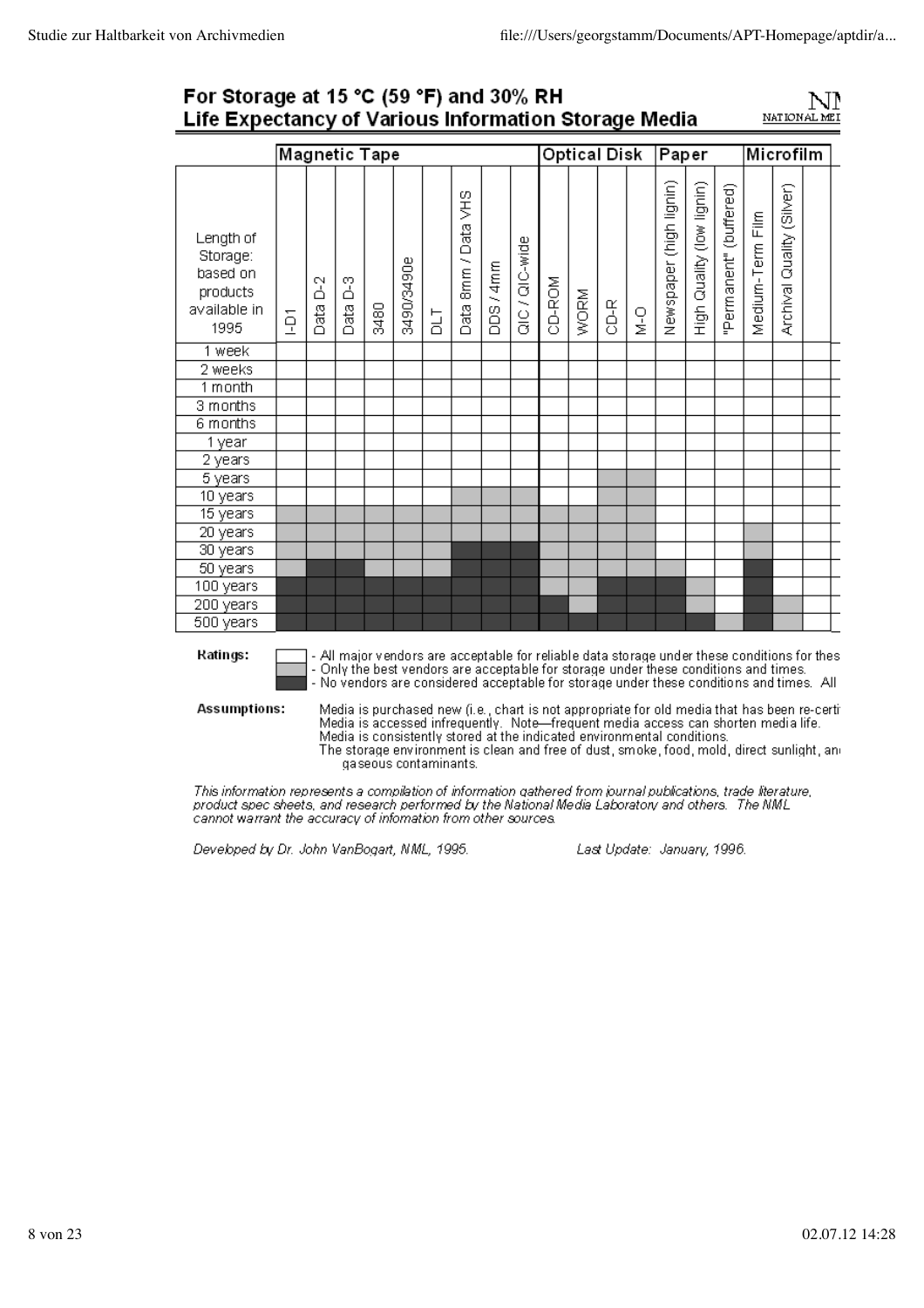## For Storage at 15 °C (59 °F) and 30% RH
## Life Expectancy of Various Information Storage Media

Shading key used below: (blank) = white, ▒ = light gray, █ = dark gray (see Ratings).

| Length of Storage: based on products available in 1995 | Magnetic Tape | | | | | | | | | Optical Disk | | | | Paper | | | Microfilm | |
|---|---|---|---|---|---|---|---|---|---|---|---|---|---|---|---|---|---|---|
| | I-D1 | Data D-2 | Data D-3 | 3480 | 3490/3490e | DLT | Data 8mm / Data VHS | DDS / 4mm | QIC / QIC-wide | CD-ROM | WORM | CD-R | M-O | Newspaper (high lignin) | High Quality (low lignin) | "Permanent" (buffered) | Medium-Term Film | Archival Quality (Silver) |
| 1 week | | | | | | | | | | | | | | | | | | |
| 2 weeks | | | | | | | | | | | | | | | | | | |
| 1 month | | | | | | | | | | | | | | | | | | |
| 3 months | | | | | | | | | | | | | | | | | | |
| 6 months | | | | | | | | | | | | | | | | | | |
| 1 year | | | | | | | | | | | | | | | | | | |
| 2 years | | | | | | | | | | | | | | | | | | |
| 5 years | | | | | | | | | | | | ▒ | ▒ | | | | | |
| 10 years | | | | | | | ▒ | ▒ | ▒ | | | ▒ | ▒ | | | | | |
| 15 years | ▒ | ▒ | ▒ | ▒ | ▒ | ▒ | ▒ | ▒ | ▒ | ▒ | ▒ | ▒ | ▒ | | | | | |
| 20 years | ▒ | ▒ | ▒ | ▒ | ▒ | ▒ | ▒ | ▒ | ▒ | ▒ | ▒ | ▒ | ▒ | | | | ▒ | |
| 30 years | ▒ | ▒ | ▒ | ▒ | ▒ | ▒ | █ | █ | █ | ▒ | ▒ | ▒ | ▒ | | | | ▒ | |
| 50 years | ▒ | █ | █ | ▒ | ▒ | ▒ | █ | █ | █ | ▒ | ▒ | ▒ | ▒ | ▒ | | | █ | |
| 100 years | █ | █ | █ | █ | █ | █ | █ | █ | █ | ▒ | ▒ | █ | █ | █ | ▒ | | █ | |
| 200 years | █ | █ | █ | █ | █ | █ | █ | █ | █ | █ | ▒ | █ | █ | █ | ▒ | | █ | ▒ |
| 500 years | █ | █ | █ | █ | █ | █ | █ | █ | █ | █ | █ | █ | █ | █ | █ | ▒ | █ | ▒ |

**Ratings:**

- (white) - All major vendors are acceptable for reliable data storage under these conditions for thes
- ▒ (light gray) - Only the best vendors are acceptable for storage under these conditions and times.
- █ (dark gray) - No vendors are considered acceptable for storage under these conditions and times. All

**Assumptions:**

Media is purchased new (i.e., chart is not appropriate for old media that has been re-certi
Media is accessed infrequently. Note—frequent media access can shorten media life.
Media is consistently stored at the indicated environmental conditions.
The storage environment is clean and free of dust, smoke, food, mold, direct sunlight, an gaseous contaminants.

*This information represents a compilation of information gathered from journal publications, trade literature, product spec sheets, and research performed by the National Media Laboratory and others. The NML cannot warrant the accuracy of infomation from other sources.*

*Developed by Dr. John VanBogart, NML, 1995.* *Last Update: January, 1996.*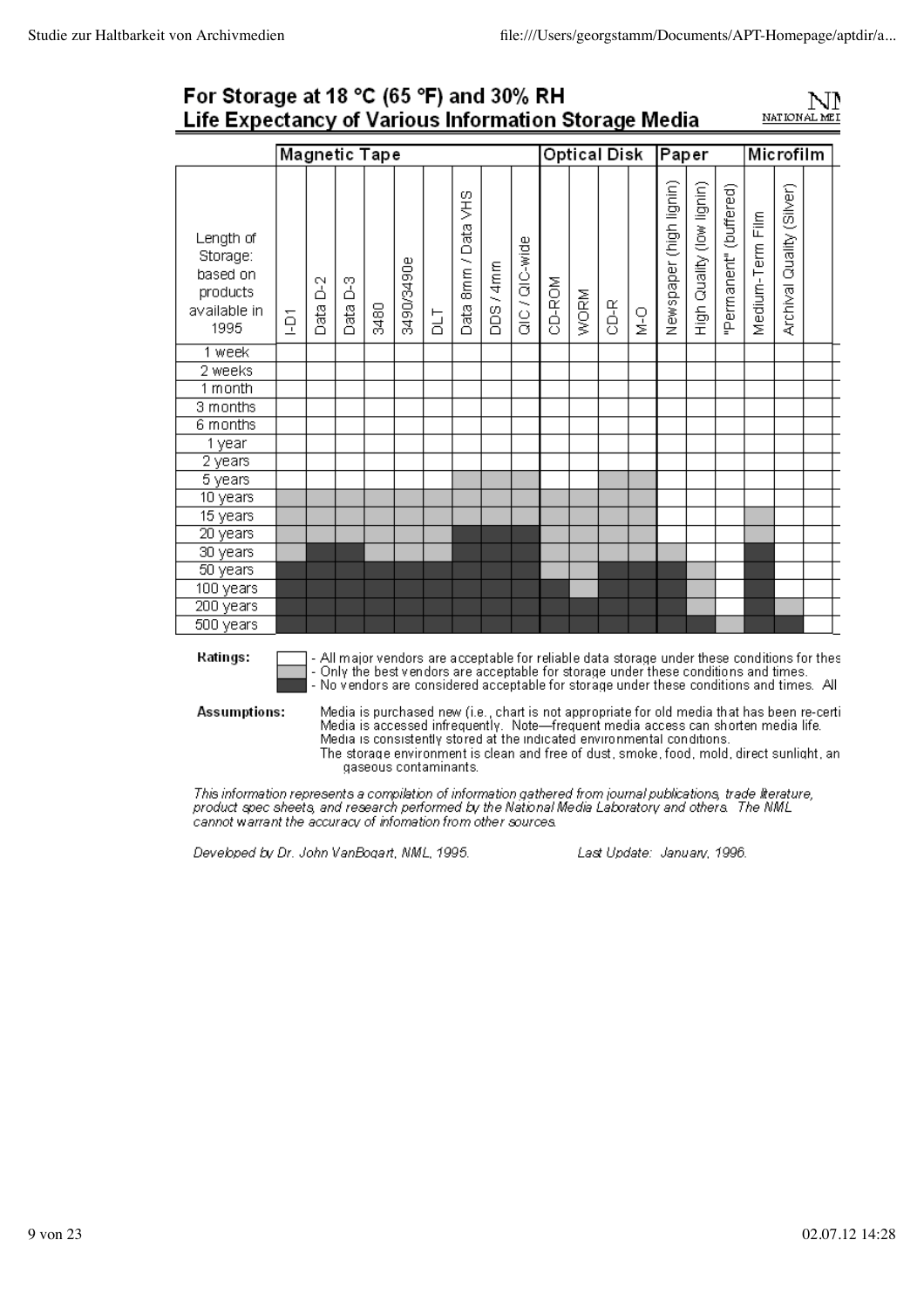## For Storage at 18 °C (65 °F) and 30% RH
## Life Expectancy of Various Information Storage Media

NML NATIONAL MEDIA LAB

| Length of Storage: based on products available in 1995 | Magnetic Tape | | | | | | | | | Optical Disk | | | | Paper | | | Microfilm | |
|---|---|---|---|---|---|---|---|---|---|---|---|---|---|---|---|---|---|---|
| | I-D1 | Data D-2 | Data D-3 | 3480 | 3490/3490e | DLT | Data 8mm / Data VHS | DDS / 4mm | QIC / QIC-wide | CD-ROM | WORM | CD-R | M-O | Newspaper (high lignin) | High Quality (low lignin) | "Permanent" (buffered) | Medium-Term Film | Archival Quality (Silver) |
| 1 week | | | | | | | | | | | | | | | | | | |
| 2 weeks | | | | | | | | | | | | | | | | | | |
| 1 month | | | | | | | | | | | | | | | | | | |
| 3 months | | | | | | | | | | | | | | | | | | |
| 6 months | | | | | | | | | | | | | | | | | | |
| 1 year | | | | | | | | | | | | | | | | | | |
| 2 years | | | | | | | | | | | | | | | | | | |
| 5 years | | | | | | | ▒ | ▒ | ▒ | | | ▒ | ▒ | | | | | |
| 10 years | ▒ | ▒ | ▒ | ▒ | ▒ | ▒ | ▒ | ▒ | ▒ | ▒ | ▒ | ▒ | ▒ | | | | | |
| 15 years | ▒ | ▒ | ▒ | ▒ | ▒ | ▒ | ▒ | ▒ | ▒ | ▒ | ▒ | ▒ | ▒ | | | | ▒ | |
| 20 years | ▒ | ▒ | ▒ | ▒ | ▒ | ▒ | ■ | ■ | ■ | ▒ | ▒ | ▒ | ▒ | | | | ▒ | |
| 30 years | ▒ | ■ | ■ | ▒ | ▒ | ▒ | ■ | ■ | ■ | ▒ | ▒ | ▒ | ▒ | ▒ | | | ■ | |
| 50 years | ■ | ■ | ■ | ■ | ■ | ■ | ■ | ■ | ■ | ▒ | ▒ | ■ | ■ | ■ | ▒ | | ■ | |
| 100 years | ■ | ■ | ■ | ■ | ■ | ■ | ■ | ■ | ■ | ■ | ▒ | ■ | ■ | ■ | ▒ | | ■ | |
| 200 years | ■ | ■ | ■ | ■ | ■ | ■ | ■ | ■ | ■ | ■ | ■ | ■ | ■ | ■ | ▒ | | ■ | ▒ |
| 500 years | ■ | ■ | ■ | ■ | ■ | ■ | ■ | ■ | ■ | ■ | ■ | ■ | ■ | ■ | ■ | ▒ | ■ | ■ |

**Ratings:**
- (blank) - All major vendors are acceptable for reliable data storage under these conditions for thes
- ▒ - Only the best vendors are acceptable for storage under these conditions and times.
- ■ - No vendors are considered acceptable for storage under these conditions and times. All

**Assumptions:**
Media is purchased new (i.e., chart is not appropriate for old media that has been re-certi
Media is accessed infrequently. Note—frequent media access can shorten media life.
Media is consistently stored at the indicated environmental conditions.
The storage environment is clean and free of dust, smoke, food, mold, direct sunlight, an gaseous contaminants.

*This information represents a compilation of information gathered from journal publications, trade literature, product spec sheets, and research performed by the National Media Laboratory and others. The NML cannot warrant the accuracy of information from other sources.*

*Developed by Dr. John VanBogart, NML, 1995.* *Last Update: January, 1996.*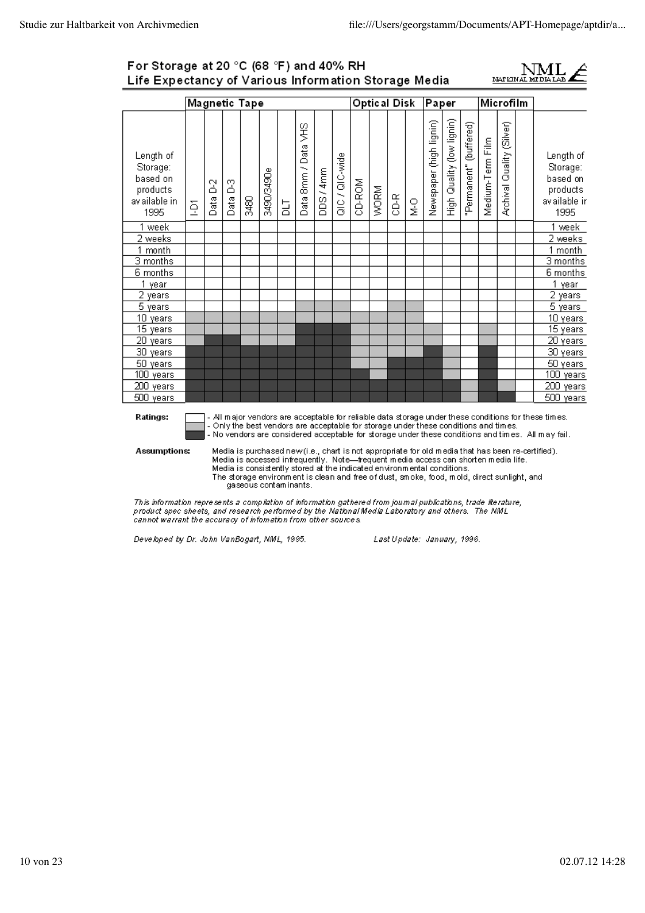# For Storage at 20 °C (68 °F) and 40% RH
## Life Expectancy of Various Information Storage Media

NML — NATIONAL MEDIA LAB

| Length of Storage: based on products available in 1995 | Magnetic Tape | | | | | | | | | Optical Disk | | | | Paper | | | Microfilm | | | Length of Storage: based on products available in 1995 |
|---|---|---|---|---|---|---|---|---|---|---|---|---|---|---|---|---|---|---|---|---|
| | I-D1 | Data D-2 | Data D-3 | 3480 | 3490/3490e | DLT | Data 8mm / Data VHS | DDS / 4mm | QIC / QIC-wide | CD-ROM | WORM | CD-R | M-O | Newspaper (high lignin) | High Quality (low lignin) | "Permanent" (buffered) | Medium-Term Film | Archival Quality (Silver) | | |
| 1 week | □ | □ | □ | □ | □ | □ | □ | □ | □ | □ | □ | □ | □ | □ | □ | □ | □ | □ | □ | 1 week |
| 2 weeks | □ | □ | □ | □ | □ | □ | □ | □ | □ | □ | □ | □ | □ | □ | □ | □ | □ | □ | □ | 2 weeks |
| 1 month | □ | □ | □ | □ | □ | □ | □ | □ | □ | □ | □ | □ | □ | □ | □ | □ | □ | □ | □ | 1 month |
| 3 months | □ | □ | □ | □ | □ | □ | □ | □ | □ | □ | □ | □ | □ | □ | □ | □ | □ | □ | □ | 3 months |
| 6 months | □ | □ | □ | □ | □ | □ | □ | □ | □ | □ | □ | □ | □ | □ | □ | □ | □ | □ | □ | 6 months |
| 1 year | □ | □ | □ | □ | □ | □ | □ | □ | □ | □ | □ | □ | □ | □ | □ | □ | □ | □ | □ | 1 year |
| 2 years | □ | □ | □ | □ | □ | □ | □ | □ | □ | □ | □ | □ | □ | □ | □ | □ | □ | □ | □ | 2 years |
| 5 years | □ | □ | □ | □ | □ | □ | ▒ | ▒ | ▒ | □ | □ | ▒ | ▒ | □ | □ | □ | □ | □ | □ | 5 years |
| 10 years | ▒ | ▒ | ▒ | ▒ | ▒ | ▒ | ▒ | ▒ | ▒ | ▒ | ▒ | ▒ | ▒ | □ | □ | □ | □ | □ | □ | 10 years |
| 15 years | ▒ | ▒ | ▒ | ▒ | ▒ | ▒ | ■ | ■ | ■ | ▒ | ▒ | ▒ | ▒ | ▒ | □ | □ | ▒ | □ | □ | 15 years |
| 20 years | ▒ | ■ | ■ | ▒ | ▒ | ▒ | ■ | ■ | ■ | ▒ | ▒ | ▒ | ▒ | ▒ | □ | □ | ▒ | □ | □ | 20 years |
| 30 years | ■ | ■ | ■ | ■ | ■ | ■ | ■ | ■ | ■ | ▒ | ▒ | ▒ | ▒ | ■ | ▒ | □ | ■ | □ | □ | 30 years |
| 50 years | ■ | ■ | ■ | ■ | ■ | ■ | ■ | ■ | ■ | ▒ | ▒ | ■ | ■ | ■ | ▒ | □ | ■ | □ | □ | 50 years |
| 100 years | ■ | ■ | ■ | ■ | ■ | ■ | ■ | ■ | ■ | ■ | ▒ | ■ | ■ | ■ | ▒ | □ | ■ | □ | □ | 100 years |
| 200 years | ■ | ■ | ■ | ■ | ■ | ■ | ■ | ■ | ■ | ■ | ■ | ■ | ■ | ■ | ■ | ▒ | ■ | ▒ | □ | 200 years |
| 500 years | ■ | ■ | ■ | ■ | ■ | ■ | ■ | ■ | ■ | ■ | ■ | ■ | ■ | ■ | ■ | ▒ | ■ | ■ | □ | 500 years |

**Ratings:**

- □ - All major vendors are acceptable for reliable data storage under these conditions for these times.
- ▒ - Only the best vendors are acceptable for storage under these conditions and times.
- ■ - No vendors are considered acceptable for storage under these conditions and times. All may fail.

**Assumptions:**

Media is purchased new (i.e., chart is not appropriate for old media that has been re-certified).
Media is accessed infrequently. Note—frequent media access can shorten media life.
Media is consistently stored at the indicated environmental conditions.
The storage environment is clean and free of dust, smoke, food, mold, direct sunlight, and gaseous contaminants.

*This information represents a compilation of information gathered from journal publications, trade literature, product spec sheets, and research performed by the National Media Laboratory and others. The NML cannot warrant the accuracy of information from other sources.*

*Developed by Dr. John VanBogart, NML, 1995.* *Last Update: January, 1996.*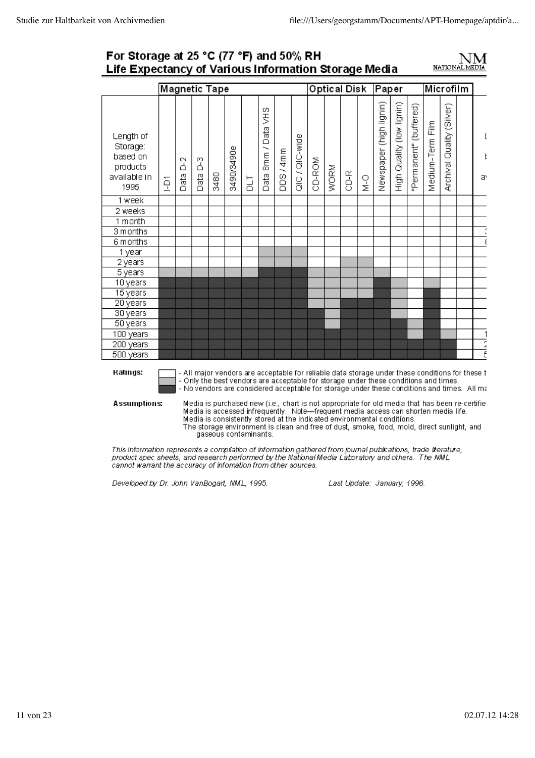## For Storage at 25 °C (77 °F) and 50% RH
## Life Expectancy of Various Information Storage Media

NM
NATIONAL MEDIA

In the table below, a blank cell is white, ▒ is gray and █ is black. These shades correspond to the ratings explained under the table.

| | Magnetic Tape | | | | | | | | | Optical Disk | | | | Paper | | | Microfilm | |
|---|---|---|---|---|---|---|---|---|---|---|---|---|---|---|---|---|---|---|
| Length of Storage: based on products available in 1995 | I-D1 | Data D-2 | Data D-3 | 3480 | 3490/3490e | DLT | Data 8mm / Data VHS | DDS / 4mm | QIC / QIC-wide | CD-ROM | WORM | CD-R | M-O | Newspaper (high lignin) | High Quality (low lignin) | "Permanent" (buffered) | Medium-Term Film | Archival Quality (Silver) |
| 1 week | | | | | | | | | | | | | | | | | | |
| 2 weeks | | | | | | | | | | | | | | | | | | |
| 1 month | | | | | | | | | | | | | | | | | | |
| 3 months | | | | | | | | | | | | | | | | | | |
| 6 months | | | | | | | | | | | | | | | | | | |
| 1 year | | | | | | | ▒ | ▒ | ▒ | | | | | | | | | |
| 2 years | | | | | | | ▒ | ▒ | ▒ | | | ▒ | ▒ | | | | | |
| 5 years | ▒ | ▒ | ▒ | ▒ | ▒ | ▒ | █ | █ | █ | ▒ | ▒ | ▒ | ▒ | ▒ | | | | |
| 10 years | █ | █ | █ | █ | █ | █ | █ | █ | █ | ▒ | ▒ | ▒ | ▒ | █ | ▒ | | ▒ | |
| 15 years | █ | █ | █ | █ | █ | █ | █ | █ | █ | ▒ | ▒ | ▒ | ▒ | █ | ▒ | | █ | |
| 20 years | █ | █ | █ | █ | █ | █ | █ | █ | █ | ▒ | ▒ | █ | █ | █ | ▒ | | █ | |
| 30 years | █ | █ | █ | █ | █ | █ | █ | █ | █ | █ | ▒ | █ | █ | █ | ▒ | | █ | |
| 50 years | █ | █ | █ | █ | █ | █ | █ | █ | █ | █ | ▒ | █ | █ | █ | █ | ▒ | █ | |
| 100 years | █ | █ | █ | █ | █ | █ | █ | █ | █ | █ | █ | █ | █ | █ | █ | ▒ | █ | ▒ |
| 200 years | █ | █ | █ | █ | █ | █ | █ | █ | █ | █ | █ | █ | █ | █ | █ | █ | █ | █ |
| 500 years | █ | █ | █ | █ | █ | █ | █ | █ | █ | █ | █ | █ | █ | █ | █ | █ | █ | █ |

**Ratings:**

- (white) - All major vendors are acceptable for reliable data storage under these conditions for these t
- (gray) - Only the best vendors are acceptable for storage under these conditions and times.
- (black) - No vendors are considered acceptable for storage under these conditions and times. All ma

**Assumptions:**

Media is purchased new (i.e., chart is not appropriate for old media that has been re-certifie
Media is accessed infrequently. Note—frequent media access can shorten media life.
Media is consistently stored at the indicated environmental conditions.
The storage environment is clean and free of dust, smoke, food, mold, direct sunlight, and gaseous contaminants.

*This information represents a compilation of information gathered from journal publications, trade literature, product spec sheets, and research performed by the National Media Laboratory and others. The NML cannot warrant the accuracy of infomation from other sources.*

*Developed by Dr. John VanBogart, NML, 1995.* *Last Update: January, 1996.*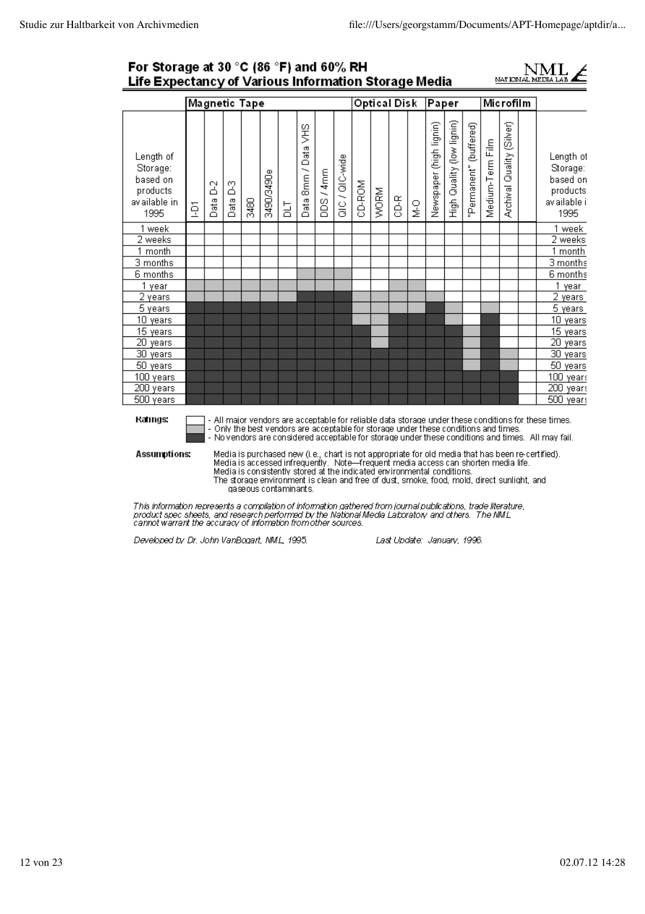## For Storage at 30 °C (86 °F) and 60% RH
## Life Expectancy of Various Information Storage Media

NML NATIONAL MEDIA LAB

(Shading in the chart is shown here as: empty cell = white, ░ = grey, █ = dark.)

| Length of Storage: based on products available in 1995 | Magnetic Tape | | | | | | | | | Optical Disk | | | | Paper | | | Microfilm | | Length of Storage: based on products available in 1995 |
|---|---|---|---|---|---|---|---|---|---|---|---|---|---|---|---|---|---|---|---|
| | I-D1 | Data D-2 | Data D-3 | 3480 | 3490/3490e | DLT | Data 8mm / Data VHS | DDS / 4mm | QIC / QIC-wide | CD-ROM | WORM | CD-R | M-O | Newspaper (high lignin) | High Quality (low lignin) | "Permanent" (buffered) | Medium-Term Film | Archival Quality (Silver) | |
| 1 week | | | | | | | | | | | | | | | | | | | 1 week |
| 2 weeks | | | | | | | | | | | | | | | | | | | 2 weeks |
| 1 month | | | | | | | | | | | | | | | | | | | 1 month |
| 3 months | | | | | | | | | | | | | | | | | | | 3 months |
| 6 months | | | | | | | ░ | ░ | ░ | | | | | | | | | | 6 months |
| 1 year | ░ | ░ | ░ | ░ | ░ | ░ | ░ | ░ | ░ | | | ░ | ░ | | | | | | 1 year |
| 2 years | ░ | ░ | ░ | ░ | ░ | ░ | █ | █ | █ | ░ | ░ | ░ | ░ | ░ | | | | | 2 years |
| 5 years | █ | █ | █ | █ | █ | █ | █ | █ | █ | ░ | ░ | ░ | ░ | █ | ░ | | ░ | | 5 years |
| 10 years | █ | █ | █ | █ | █ | █ | █ | █ | █ | ░ | ░ | █ | █ | █ | ░ | | █ | | 10 years |
| 15 years | █ | █ | █ | █ | █ | █ | █ | █ | █ | █ | ░ | █ | █ | █ | █ | ░ | █ | | 15 years |
| 20 years | █ | █ | █ | █ | █ | █ | █ | █ | █ | █ | ░ | █ | █ | █ | █ | ░ | █ | | 20 years |
| 30 years | █ | █ | █ | █ | █ | █ | █ | █ | █ | █ | █ | █ | █ | █ | █ | ░ | █ | ░ | 30 years |
| 50 years | █ | █ | █ | █ | █ | █ | █ | █ | █ | █ | █ | █ | █ | █ | █ | ░ | █ | ░ | 50 years |
| 100 years | █ | █ | █ | █ | █ | █ | █ | █ | █ | █ | █ | █ | █ | █ | █ | █ | █ | █ | 100 years |
| 200 years | █ | █ | █ | █ | █ | █ | █ | █ | █ | █ | █ | █ | █ | █ | █ | █ | █ | █ | 200 years |
| 500 years | █ | █ | █ | █ | █ | █ | █ | █ | █ | █ | █ | █ | █ | █ | █ | █ | █ | █ | 500 years |

**Ratings:**

- (white) - All major vendors are acceptable for reliable data storage under these conditions for these times.
- ░ (grey) - Only the best vendors are acceptable for storage under these conditions and times.
- █ (dark) - No vendors are considered acceptable for storage under these conditions and times. All may fail.

**Assumptions:**

Media is purchased new (i.e., chart is not appropriate for old media that has been re-certified).
Media is accessed infrequently. Note—frequent media access can shorten media life.
Media is consistently stored at the indicated environmental conditions.
The storage environment is clean and free of dust, smoke, food, mold, direct sunlight, and gaseous contaminants.

*This information represents a compilation of information gathered from journal publications, trade literature, product spec sheets, and research performed by the National Media Laboratory and others. The NML cannot warrant the accuracy of information from other sources.*

*Developed by Dr. John VanBogart, NML, 1995.* *Last Update: January, 1996.*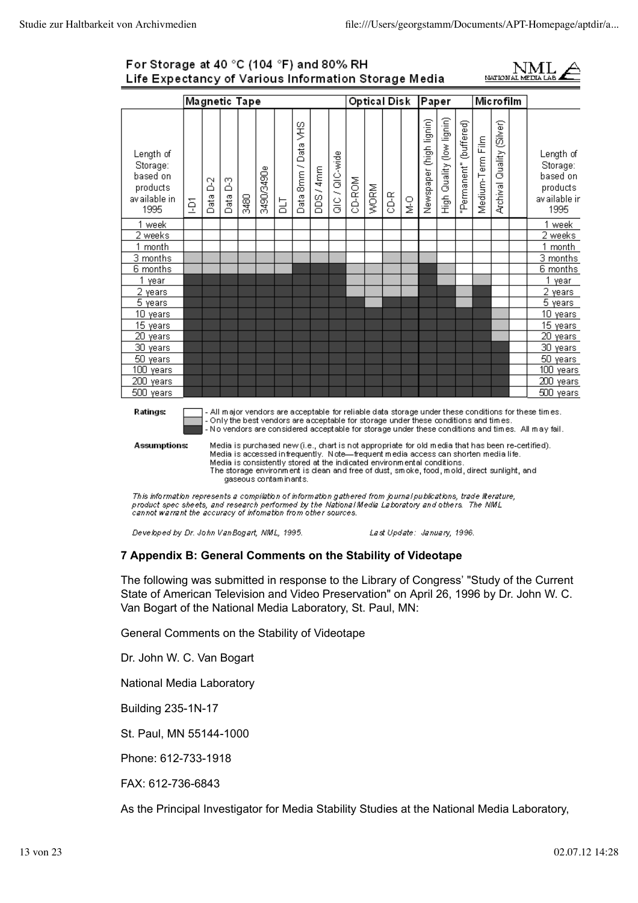For Storage at 40 °C (104 °F) and 80% RH
Life Expectancy of Various Information Storage Media

NML NATIONAL MEDIA LAB

| Length of Storage: based on products available in 1995 | Magnetic Tape | | | | | | | | | Optical Disk | | | | Paper | | | Microfilm | | Length of Storage: based on products available in 1995 |
|---|---|---|---|---|---|---|---|---|---|---|---|---|---|---|---|---|---|---|---|
| | I-D1 | Data D-2 | Data D-3 | 3480 | 3490/3490e | DLT | Data 8mm / Data VHS | DDS / 4mm | QIC / QIC-wide | CD-ROM | WORM | CD-R | M-O | Newspaper (high lignin) | High Quality (low lignin) | "Permanent" (buffered) | Medium-Term Film | Archival Quality (Silver) | |
| 1 week | | | | | | | | | | | | | | | | | | | 1 week |
| 2 weeks | | | | | | | | | | | | | | | | | | | 2 weeks |
| 1 month | | | | | | | | | | | | | | | | | | | 1 month |
| 3 months | ▒ | ▒ | ▒ | ▒ | ▒ | ▒ | ▒ | ▒ | ▒ | | | ▒ | ▒ | ▒ | | | | | 3 months |
| 6 months | ▒ | ▒ | ▒ | ▒ | ▒ | ▒ | █ | █ | █ | ▒ | ▒ | ▒ | ▒ | █ | ▒ | | | | 6 months |
| 1 year | █ | █ | █ | █ | █ | █ | █ | █ | █ | ▒ | ▒ | ▒ | ▒ | █ | ▒ | | ▒ | | 1 year |
| 2 years | █ | █ | █ | █ | █ | █ | █ | █ | █ | ▒ | ▒ | ▒ | ▒ | █ | █ | ▒ | █ | | 2 years |
| 5 years | █ | █ | █ | █ | █ | █ | █ | █ | █ | █ | ▒ | █ | █ | █ | █ | ▒ | █ | | 5 years |
| 10 years | █ | █ | █ | █ | █ | █ | █ | █ | █ | █ | █ | █ | █ | █ | █ | █ | █ | ▒ | 10 years |
| 15 years | █ | █ | █ | █ | █ | █ | █ | █ | █ | █ | █ | █ | █ | █ | █ | █ | █ | ▒ | 15 years |
| 20 years | █ | █ | █ | █ | █ | █ | █ | █ | █ | █ | █ | █ | █ | █ | █ | █ | █ | ▒ | 20 years |
| 30 years | █ | █ | █ | █ | █ | █ | █ | █ | █ | █ | █ | █ | █ | █ | █ | █ | █ | █ | 30 years |
| 50 years | █ | █ | █ | █ | █ | █ | █ | █ | █ | █ | █ | █ | █ | █ | █ | █ | █ | █ | 50 years |
| 100 years | █ | █ | █ | █ | █ | █ | █ | █ | █ | █ | █ | █ | █ | █ | █ | █ | █ | █ | 100 years |
| 200 years | █ | █ | █ | █ | █ | █ | █ | █ | █ | █ | █ | █ | █ | █ | █ | █ | █ | █ | 200 years |
| 500 years | █ | █ | █ | █ | █ | █ | █ | █ | █ | █ | █ | █ | █ | █ | █ | █ | █ | █ | 500 years |

**Ratings:**
- (blank) - All major vendors are acceptable for reliable data storage under these conditions for these times.
- ▒ - Only the best vendors are acceptable for storage under these conditions and times.
- █ - No vendors are considered acceptable for storage under these conditions and times. All may fail.

**Assumptions:** Media is purchased new (i.e., chart is not appropriate for old media that has been re-certified). Media is accessed infrequently. Note—frequent media access can shorten media life. Media is consistently stored at the indicated environmental conditions. The storage environment is clean and free of dust, smoke, food, mold, direct sunlight, and gaseous contaminants.

*This information represents a compilation of information gathered from journal publications, trade literature, product spec sheets, and research performed by the National Media Laboratory and others. The NML cannot warrant the accuracy of infomation from other sources.*

*Developed by Dr. John VanBogart, NML, 1995.* *Last Update: January, 1996.*

### 7 Appendix B: General Comments on the Stability of Videotape

The following was submitted in response to the Library of Congress' "Study of the Current State of American Television and Video Preservation" on April 26, 1996 by Dr. John W. C. Van Bogart of the National Media Laboratory, St. Paul, MN:

General Comments on the Stability of Videotape

Dr. John W. C. Van Bogart

National Media Laboratory

Building 235-1N-17

St. Paul, MN 55144-1000

Phone: 612-733-1918

FAX: 612-736-6843

As the Principal Investigator for Media Stability Studies at the National Media Laboratory,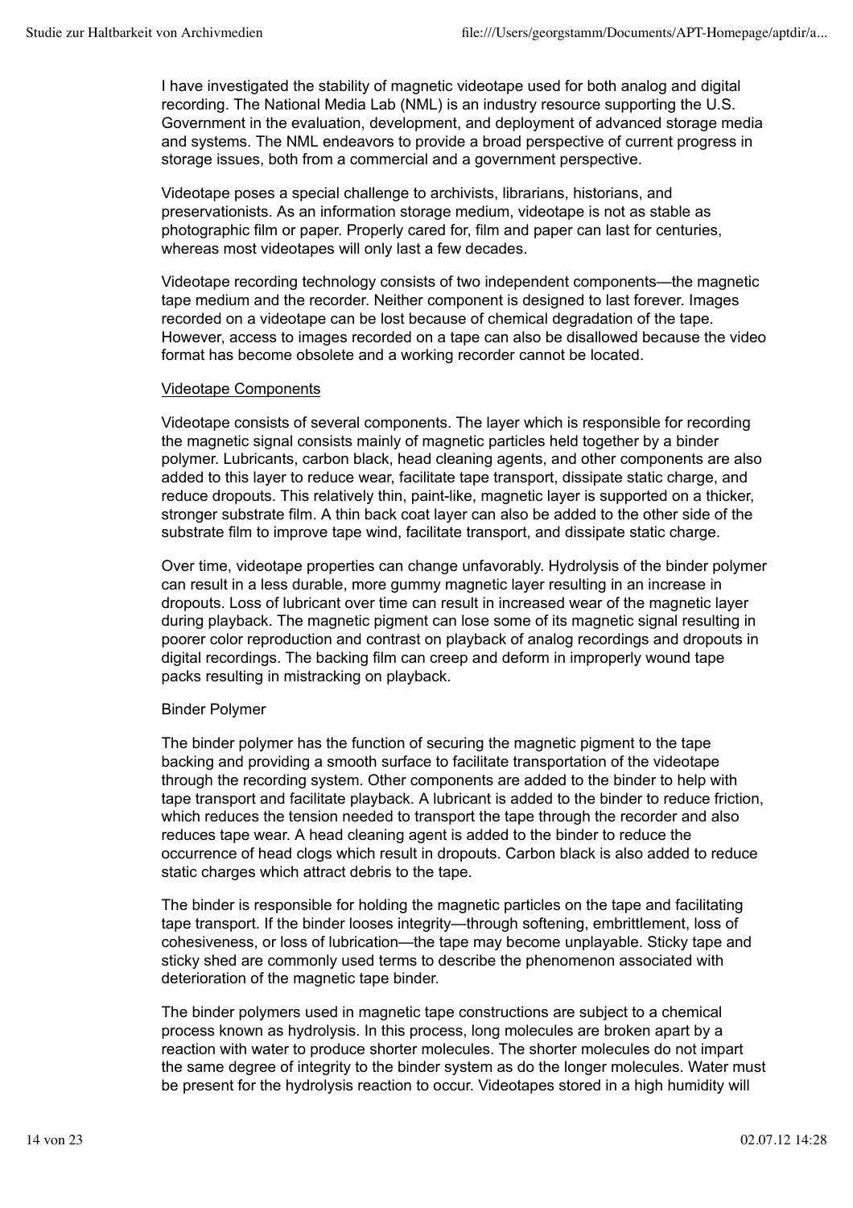I have investigated the stability of magnetic videotape used for both analog and digital recording. The National Media Lab (NML) is an industry resource supporting the U.S. Government in the evaluation, development, and deployment of advanced storage media and systems. The NML endeavors to provide a broad perspective of current progress in storage issues, both from a commercial and a government perspective.

Videotape poses a special challenge to archivists, librarians, historians, and preservationists. As an information storage medium, videotape is not as stable as photographic film or paper. Properly cared for, film and paper can last for centuries, whereas most videotapes will only last a few decades.

Videotape recording technology consists of two independent components—the magnetic tape medium and the recorder. Neither component is designed to last forever. Images recorded on a videotape can be lost because of chemical degradation of the tape. However, access to images recorded on a tape can also be disallowed because the video format has become obsolete and a working recorder cannot be located.

## Videotape Components

Videotape consists of several components. The layer which is responsible for recording the magnetic signal consists mainly of magnetic particles held together by a binder polymer. Lubricants, carbon black, head cleaning agents, and other components are also added to this layer to reduce wear, facilitate tape transport, dissipate static charge, and reduce dropouts. This relatively thin, paint-like, magnetic layer is supported on a thicker, stronger substrate film. A thin back coat layer can also be added to the other side of the substrate film to improve tape wind, facilitate transport, and dissipate static charge.

Over time, videotape properties can change unfavorably. Hydrolysis of the binder polymer can result in a less durable, more gummy magnetic layer resulting in an increase in dropouts. Loss of lubricant over time can result in increased wear of the magnetic layer during playback. The magnetic pigment can lose some of its magnetic signal resulting in poorer color reproduction and contrast on playback of analog recordings and dropouts in digital recordings. The backing film can creep and deform in improperly wound tape packs resulting in mistracking on playback.

### Binder Polymer

The binder polymer has the function of securing the magnetic pigment to the tape backing and providing a smooth surface to facilitate transportation of the videotape through the recording system. Other components are added to the binder to help with tape transport and facilitate playback. A lubricant is added to the binder to reduce friction, which reduces the tension needed to transport the tape through the recorder and also reduces tape wear. A head cleaning agent is added to the binder to reduce the occurrence of head clogs which result in dropouts. Carbon black is also added to reduce static charges which attract debris to the tape.

The binder is responsible for holding the magnetic particles on the tape and facilitating tape transport. If the binder looses integrity—through softening, embrittlement, loss of cohesiveness, or loss of lubrication—the tape may become unplayable. Sticky tape and sticky shed are commonly used terms to describe the phenomenon associated with deterioration of the magnetic tape binder.

The binder polymers used in magnetic tape constructions are subject to a chemical process known as hydrolysis. In this process, long molecules are broken apart by a reaction with water to produce shorter molecules. The shorter molecules do not impart the same degree of integrity to the binder system as do the longer molecules. Water must be present for the hydrolysis reaction to occur. Videotapes stored in a high humidity will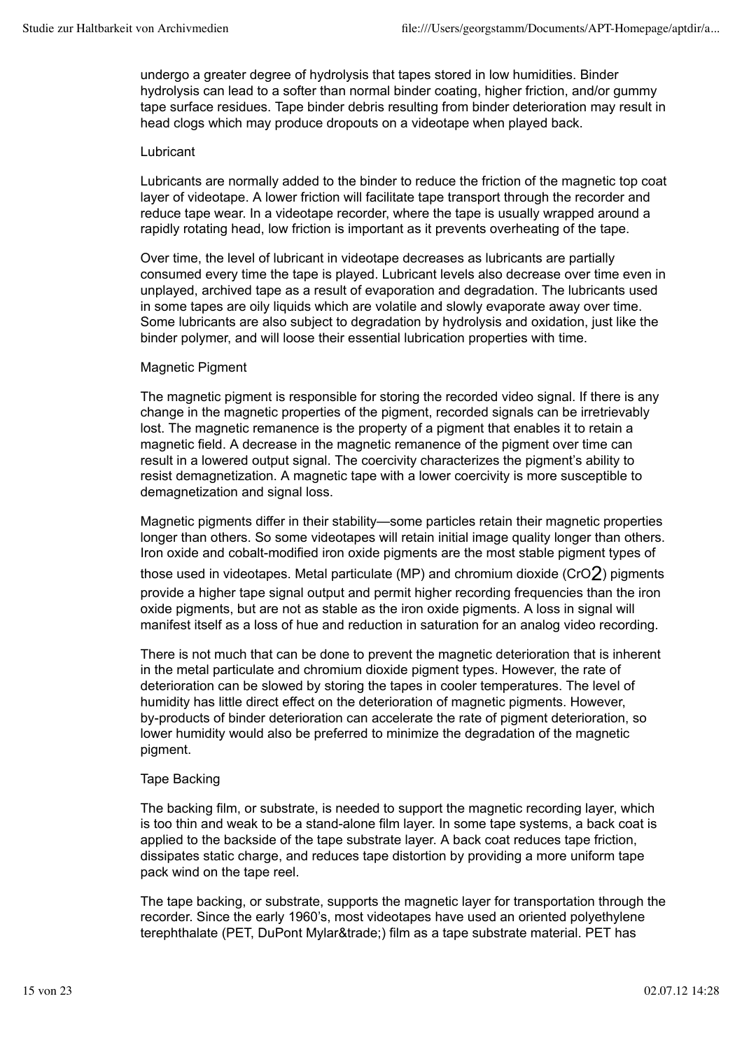undergo a greater degree of hydrolysis that tapes stored in low humidities. Binder hydrolysis can lead to a softer than normal binder coating, higher friction, and/or gummy tape surface residues. Tape binder debris resulting from binder deterioration may result in head clogs which may produce dropouts on a videotape when played back.

### Lubricant

Lubricants are normally added to the binder to reduce the friction of the magnetic top coat layer of videotape. A lower friction will facilitate tape transport through the recorder and reduce tape wear. In a videotape recorder, where the tape is usually wrapped around a rapidly rotating head, low friction is important as it prevents overheating of the tape.

Over time, the level of lubricant in videotape decreases as lubricants are partially consumed every time the tape is played. Lubricant levels also decrease over time even in unplayed, archived tape as a result of evaporation and degradation. The lubricants used in some tapes are oily liquids which are volatile and slowly evaporate away over time. Some lubricants are also subject to degradation by hydrolysis and oxidation, just like the binder polymer, and will loose their essential lubrication properties with time.

### Magnetic Pigment

The magnetic pigment is responsible for storing the recorded video signal. If there is any change in the magnetic properties of the pigment, recorded signals can be irretrievably lost. The magnetic remanence is the property of a pigment that enables it to retain a magnetic field. A decrease in the magnetic remanence of the pigment over time can result in a lowered output signal. The coercivity characterizes the pigment's ability to resist demagnetization. A magnetic tape with a lower coercivity is more susceptible to demagnetization and signal loss.

Magnetic pigments differ in their stability—some particles retain their magnetic properties longer than others. So some videotapes will retain initial image quality longer than others. Iron oxide and cobalt-modified iron oxide pigments are the most stable pigment types of those used in videotapes. Metal particulate (MP) and chromium dioxide ($CrO_2$) pigments provide a higher tape signal output and permit higher recording frequencies than the iron oxide pigments, but are not as stable as the iron oxide pigments. A loss in signal will manifest itself as a loss of hue and reduction in saturation for an analog video recording.

There is not much that can be done to prevent the magnetic deterioration that is inherent in the metal particulate and chromium dioxide pigment types. However, the rate of deterioration can be slowed by storing the tapes in cooler temperatures. The level of humidity has little direct effect on the deterioration of magnetic pigments. However, by-products of binder deterioration can accelerate the rate of pigment deterioration, so lower humidity would also be preferred to minimize the degradation of the magnetic pigment.

### Tape Backing

The backing film, or substrate, is needed to support the magnetic recording layer, which is too thin and weak to be a stand-alone film layer. In some tape systems, a back coat is applied to the backside of the tape substrate layer. A back coat reduces tape friction, dissipates static charge, and reduces tape distortion by providing a more uniform tape pack wind on the tape reel.

The tape backing, or substrate, supports the magnetic layer for transportation through the recorder. Since the early 1960's, most videotapes have used an oriented polyethylene terephthalate (PET, DuPont Mylar&trade;) film as a tape substrate material. PET has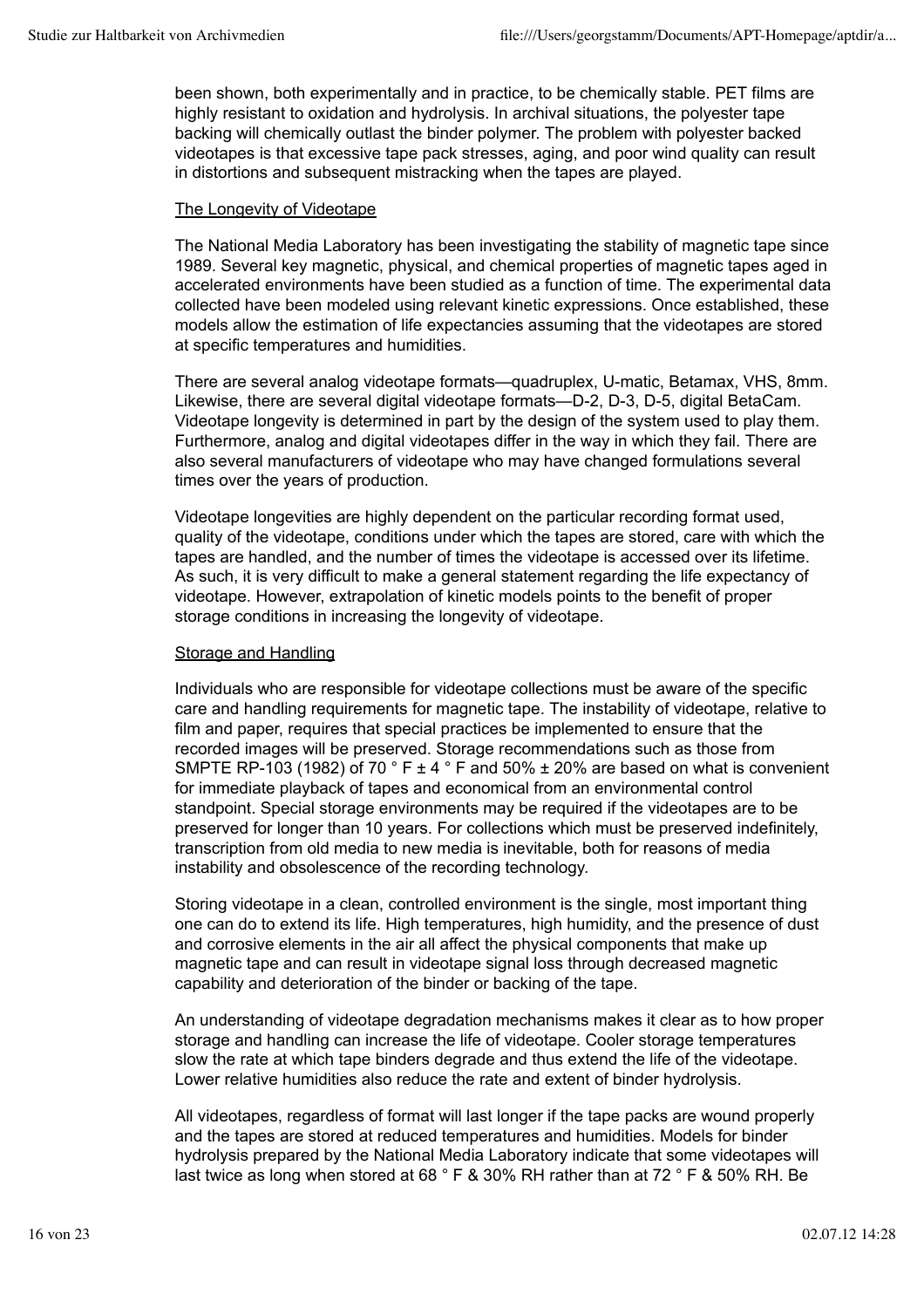been shown, both experimentally and in practice, to be chemically stable. PET films are highly resistant to oxidation and hydrolysis. In archival situations, the polyester tape backing will chemically outlast the binder polymer. The problem with polyester backed videotapes is that excessive tape pack stresses, aging, and poor wind quality can result in distortions and subsequent mistracking when the tapes are played.

## The Longevity of Videotape

The National Media Laboratory has been investigating the stability of magnetic tape since 1989. Several key magnetic, physical, and chemical properties of magnetic tapes aged in accelerated environments have been studied as a function of time. The experimental data collected have been modeled using relevant kinetic expressions. Once established, these models allow the estimation of life expectancies assuming that the videotapes are stored at specific temperatures and humidities.

There are several analog videotape formats—quadruplex, U-matic, Betamax, VHS, 8mm. Likewise, there are several digital videotape formats—D-2, D-3, D-5, digital BetaCam. Videotape longevity is determined in part by the design of the system used to play them. Furthermore, analog and digital videotapes differ in the way in which they fail. There are also several manufacturers of videotape who may have changed formulations several times over the years of production.

Videotape longevities are highly dependent on the particular recording format used, quality of the videotape, conditions under which the tapes are stored, care with which the tapes are handled, and the number of times the videotape is accessed over its lifetime. As such, it is very difficult to make a general statement regarding the life expectancy of videotape. However, extrapolation of kinetic models points to the benefit of proper storage conditions in increasing the longevity of videotape.

## Storage and Handling

Individuals who are responsible for videotape collections must be aware of the specific care and handling requirements for magnetic tape. The instability of videotape, relative to film and paper, requires that special practices be implemented to ensure that the recorded images will be preserved. Storage recommendations such as those from SMPTE RP-103 (1982) of 70 ° F ± 4 ° F and 50% ± 20% are based on what is convenient for immediate playback of tapes and economical from an environmental control standpoint. Special storage environments may be required if the videotapes are to be preserved for longer than 10 years. For collections which must be preserved indefinitely, transcription from old media to new media is inevitable, both for reasons of media instability and obsolescence of the recording technology.

Storing videotape in a clean, controlled environment is the single, most important thing one can do to extend its life. High temperatures, high humidity, and the presence of dust and corrosive elements in the air all affect the physical components that make up magnetic tape and can result in videotape signal loss through decreased magnetic capability and deterioration of the binder or backing of the tape.

An understanding of videotape degradation mechanisms makes it clear as to how proper storage and handling can increase the life of videotape. Cooler storage temperatures slow the rate at which tape binders degrade and thus extend the life of the videotape. Lower relative humidities also reduce the rate and extent of binder hydrolysis.

All videotapes, regardless of format will last longer if the tape packs are wound properly and the tapes are stored at reduced temperatures and humidities. Models for binder hydrolysis prepared by the National Media Laboratory indicate that some videotapes will last twice as long when stored at 68 ° F & 30% RH rather than at 72 ° F & 50% RH. Be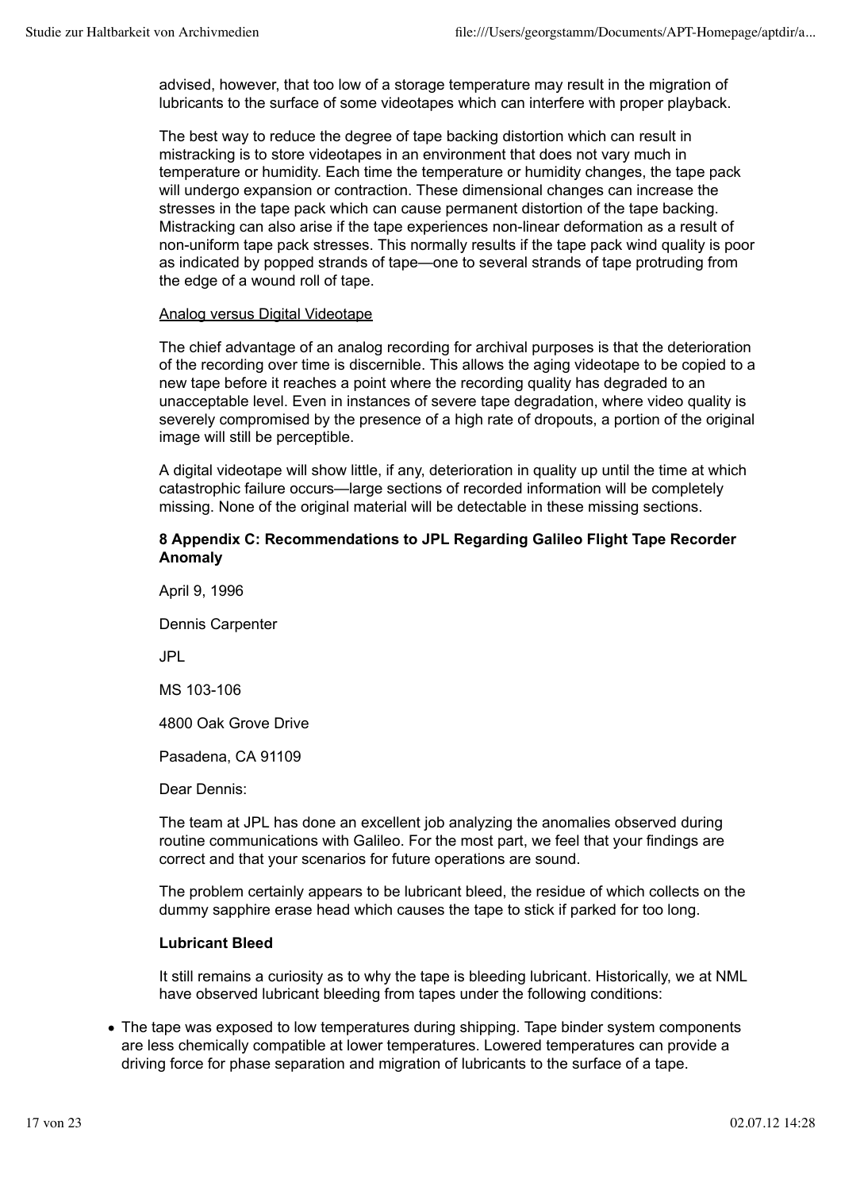advised, however, that too low of a storage temperature may result in the migration of lubricants to the surface of some videotapes which can interfere with proper playback.

The best way to reduce the degree of tape backing distortion which can result in mistracking is to store videotapes in an environment that does not vary much in temperature or humidity. Each time the temperature or humidity changes, the tape pack will undergo expansion or contraction. These dimensional changes can increase the stresses in the tape pack which can cause permanent distortion of the tape backing. Mistracking can also arise if the tape experiences non-linear deformation as a result of non-uniform tape pack stresses. This normally results if the tape pack wind quality is poor as indicated by popped strands of tape—one to several strands of tape protruding from the edge of a wound roll of tape.

Analog versus Digital Videotape

The chief advantage of an analog recording for archival purposes is that the deterioration of the recording over time is discernible. This allows the aging videotape to be copied to a new tape before it reaches a point where the recording quality has degraded to an unacceptable level. Even in instances of severe tape degradation, where video quality is severely compromised by the presence of a high rate of dropouts, a portion of the original image will still be perceptible.

A digital videotape will show little, if any, deterioration in quality up until the time at which catastrophic failure occurs—large sections of recorded information will be completely missing. None of the original material will be detectable in these missing sections.

## 8 Appendix C: Recommendations to JPL Regarding Galileo Flight Tape Recorder Anomaly

April 9, 1996

Dennis Carpenter

JPL

MS 103-106

4800 Oak Grove Drive

Pasadena, CA 91109

Dear Dennis:

The team at JPL has done an excellent job analyzing the anomalies observed during routine communications with Galileo. For the most part, we feel that your findings are correct and that your scenarios for future operations are sound.

The problem certainly appears to be lubricant bleed, the residue of which collects on the dummy sapphire erase head which causes the tape to stick if parked for too long.

**Lubricant Bleed**

It still remains a curiosity as to why the tape is bleeding lubricant. Historically, we at NML have observed lubricant bleeding from tapes under the following conditions:

- The tape was exposed to low temperatures during shipping. Tape binder system components are less chemically compatible at lower temperatures. Lowered temperatures can provide a driving force for phase separation and migration of lubricants to the surface of a tape.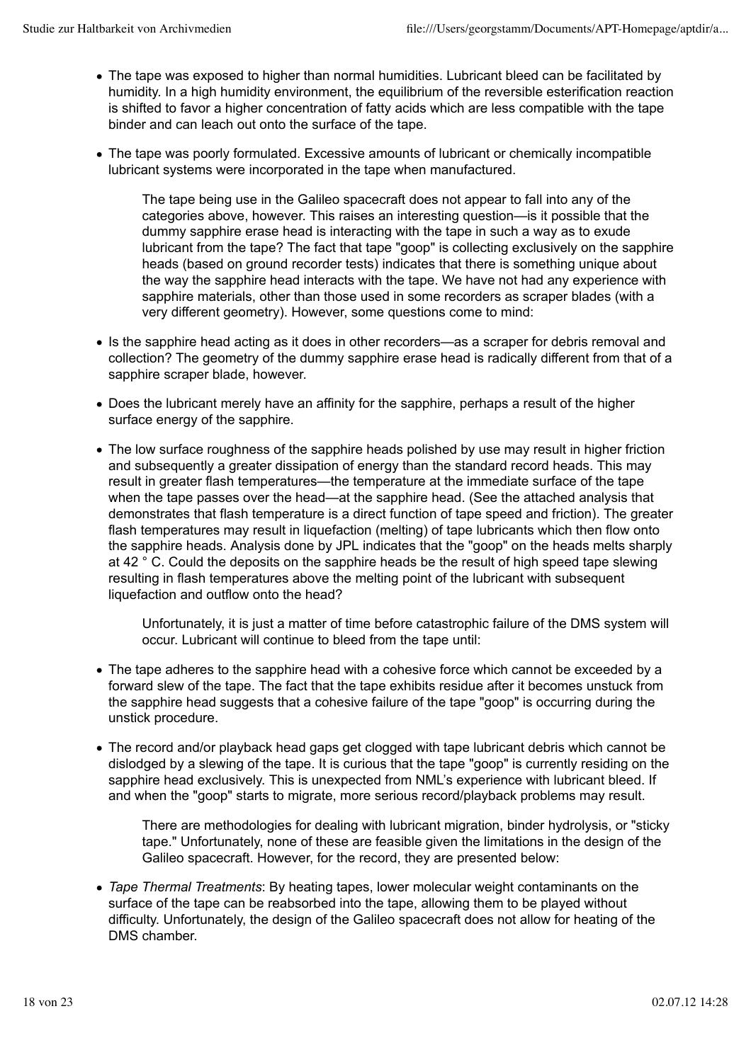- The tape was exposed to higher than normal humidities. Lubricant bleed can be facilitated by humidity. In a high humidity environment, the equilibrium of the reversible esterification reaction is shifted to favor a higher concentration of fatty acids which are less compatible with the tape binder and can leach out onto the surface of the tape.
- The tape was poorly formulated. Excessive amounts of lubricant or chemically incompatible lubricant systems were incorporated in the tape when manufactured.

> The tape being use in the Galileo spacecraft does not appear to fall into any of the categories above, however. This raises an interesting question—is it possible that the dummy sapphire erase head is interacting with the tape in such a way as to exude lubricant from the tape? The fact that tape "goop" is collecting exclusively on the sapphire heads (based on ground recorder tests) indicates that there is something unique about the way the sapphire head interacts with the tape. We have not had any experience with sapphire materials, other than those used in some recorders as scraper blades (with a very different geometry). However, some questions come to mind:

- Is the sapphire head acting as it does in other recorders—as a scraper for debris removal and collection? The geometry of the dummy sapphire erase head is radically different from that of a sapphire scraper blade, however.
- Does the lubricant merely have an affinity for the sapphire, perhaps a result of the higher surface energy of the sapphire.
- The low surface roughness of the sapphire heads polished by use may result in higher friction and subsequently a greater dissipation of energy than the standard record heads. This may result in greater flash temperatures—the temperature at the immediate surface of the tape when the tape passes over the head—at the sapphire head. (See the attached analysis that demonstrates that flash temperature is a direct function of tape speed and friction). The greater flash temperatures may result in liquefaction (melting) of tape lubricants which then flow onto the sapphire heads. Analysis done by JPL indicates that the "goop" on the heads melts sharply at 42 ° C. Could the deposits on the sapphire heads be the result of high speed tape slewing resulting in flash temperatures above the melting point of the lubricant with subsequent liquefaction and outflow onto the head?

> Unfortunately, it is just a matter of time before catastrophic failure of the DMS system will occur. Lubricant will continue to bleed from the tape until:

- The tape adheres to the sapphire head with a cohesive force which cannot be exceeded by a forward slew of the tape. The fact that the tape exhibits residue after it becomes unstuck from the sapphire head suggests that a cohesive failure of the tape "goop" is occurring during the unstick procedure.
- The record and/or playback head gaps get clogged with tape lubricant debris which cannot be dislodged by a slewing of the tape. It is curious that the tape "goop" is currently residing on the sapphire head exclusively. This is unexpected from NML's experience with lubricant bleed. If and when the "goop" starts to migrate, more serious record/playback problems may result.

> There are methodologies for dealing with lubricant migration, binder hydrolysis, or "sticky tape." Unfortunately, none of these are feasible given the limitations in the design of the Galileo spacecraft. However, for the record, they are presented below:

- *Tape Thermal Treatments*: By heating tapes, lower molecular weight contaminants on the surface of the tape can be reabsorbed into the tape, allowing them to be played without difficulty. Unfortunately, the design of the Galileo spacecraft does not allow for heating of the DMS chamber.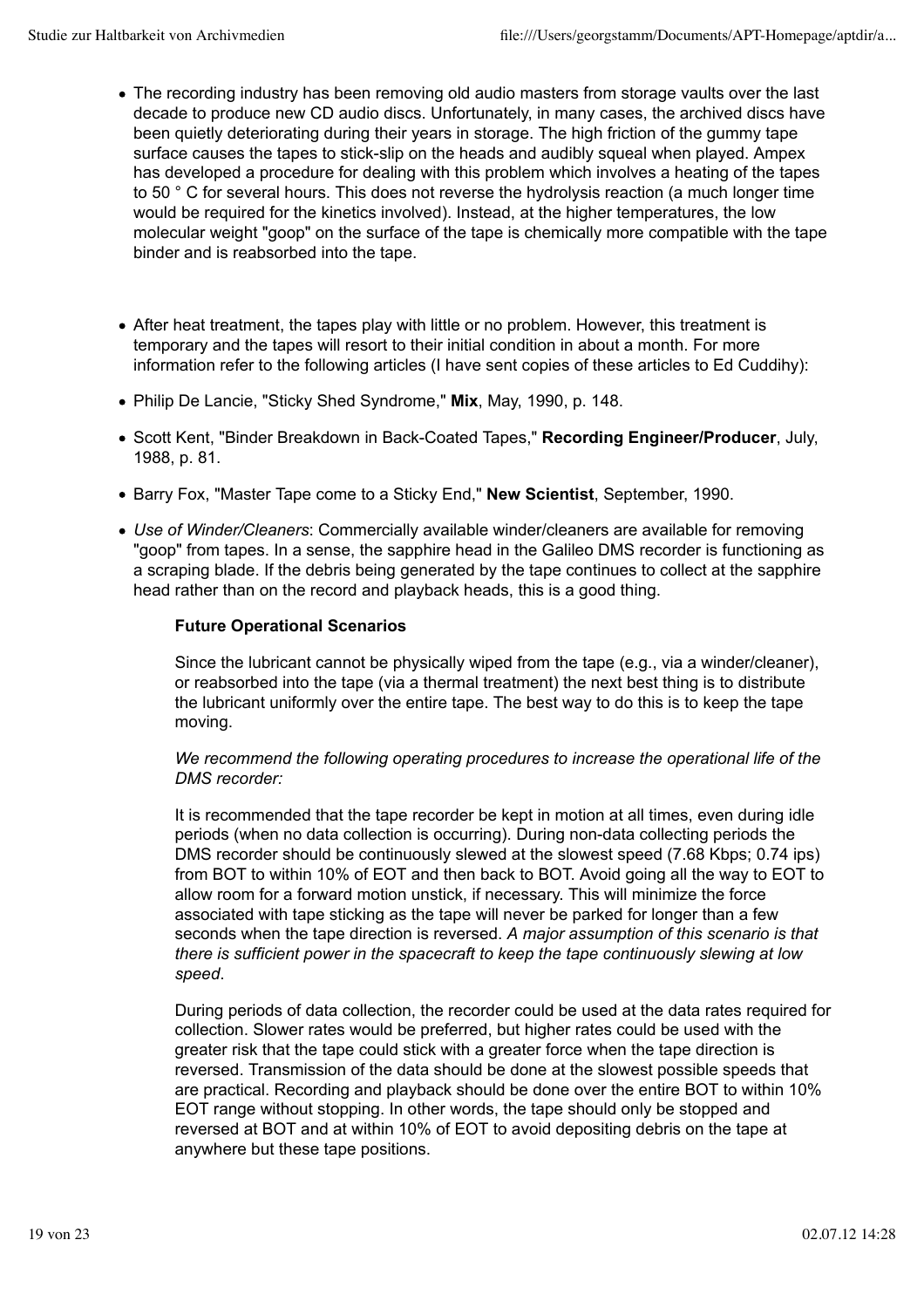- The recording industry has been removing old audio masters from storage vaults over the last decade to produce new CD audio discs. Unfortunately, in many cases, the archived discs have been quietly deteriorating during their years in storage. The high friction of the gummy tape surface causes the tapes to stick-slip on the heads and audibly squeal when played. Ampex has developed a procedure for dealing with this problem which involves a heating of the tapes to 50 ° C for several hours. This does not reverse the hydrolysis reaction (a much longer time would be required for the kinetics involved). Instead, at the higher temperatures, the low molecular weight "goop" on the surface of the tape is chemically more compatible with the tape binder and is reabsorbed into the tape.

- After heat treatment, the tapes play with little or no problem. However, this treatment is temporary and the tapes will resort to their initial condition in about a month. For more information refer to the following articles (I have sent copies of these articles to Ed Cuddihy):
- Philip De Lancie, "Sticky Shed Syndrome," **Mix**, May, 1990, p. 148.
- Scott Kent, "Binder Breakdown in Back-Coated Tapes," **Recording Engineer/Producer**, July, 1988, p. 81.
- Barry Fox, "Master Tape come to a Sticky End," **New Scientist**, September, 1990.
- *Use of Winder/Cleaners*: Commercially available winder/cleaners are available for removing "goop" from tapes. In a sense, the sapphire head in the Galileo DMS recorder is functioning as a scraping blade. If the debris being generated by the tape continues to collect at the sapphire head rather than on the record and playback heads, this is a good thing.

**Future Operational Scenarios**

Since the lubricant cannot be physically wiped from the tape (e.g., via a winder/cleaner), or reabsorbed into the tape (via a thermal treatment) the next best thing is to distribute the lubricant uniformly over the entire tape. The best way to do this is to keep the tape moving.

*We recommend the following operating procedures to increase the operational life of the DMS recorder:*

It is recommended that the tape recorder be kept in motion at all times, even during idle periods (when no data collection is occurring). During non-data collecting periods the DMS recorder should be continuously slewed at the slowest speed (7.68 Kbps; 0.74 ips) from BOT to within 10% of EOT and then back to BOT. Avoid going all the way to EOT to allow room for a forward motion unstick, if necessary. This will minimize the force associated with tape sticking as the tape will never be parked for longer than a few seconds when the tape direction is reversed. *A major assumption of this scenario is that there is sufficient power in the spacecraft to keep the tape continuously slewing at low speed*.

During periods of data collection, the recorder could be used at the data rates required for collection. Slower rates would be preferred, but higher rates could be used with the greater risk that the tape could stick with a greater force when the tape direction is reversed. Transmission of the data should be done at the slowest possible speeds that are practical. Recording and playback should be done over the entire BOT to within 10% EOT range without stopping. In other words, the tape should only be stopped and reversed at BOT and at within 10% of EOT to avoid depositing debris on the tape at anywhere but these tape positions.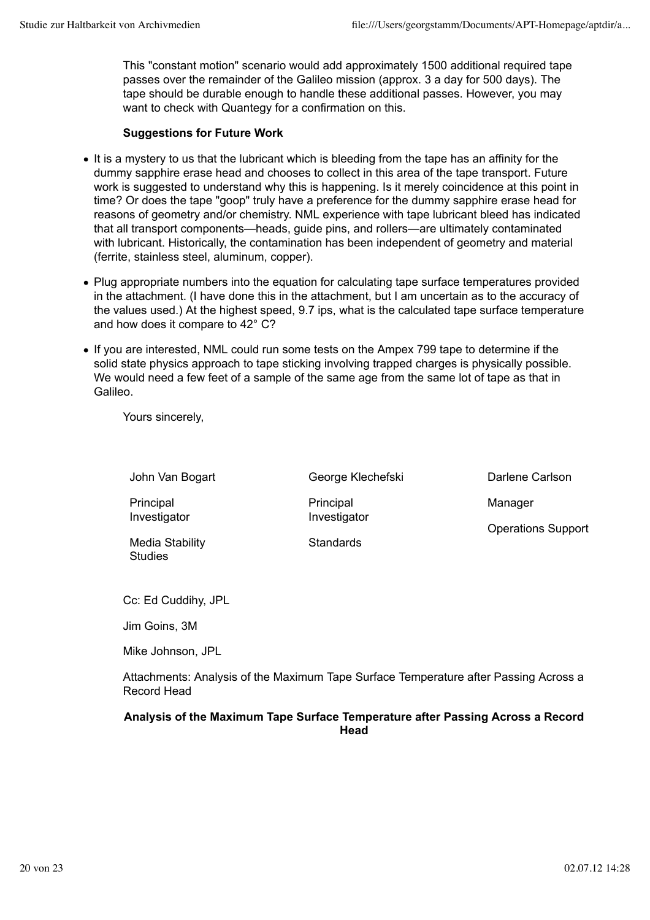This "constant motion" scenario would add approximately 1500 additional required tape passes over the remainder of the Galileo mission (approx. 3 a day for 500 days). The tape should be durable enough to handle these additional passes. However, you may want to check with Quantegy for a confirmation on this.

**Suggestions for Future Work**

- It is a mystery to us that the lubricant which is bleeding from the tape has an affinity for the dummy sapphire erase head and chooses to collect in this area of the tape transport. Future work is suggested to understand why this is happening. Is it merely coincidence at this point in time? Or does the tape "goop" truly have a preference for the dummy sapphire erase head for reasons of geometry and/or chemistry. NML experience with tape lubricant bleed has indicated that all transport components—heads, guide pins, and rollers—are ultimately contaminated with lubricant. Historically, the contamination has been independent of geometry and material (ferrite, stainless steel, aluminum, copper).
- Plug appropriate numbers into the equation for calculating tape surface temperatures provided in the attachment. (I have done this in the attachment, but I am uncertain as to the accuracy of the values used.) At the highest speed, 9.7 ips, what is the calculated tape surface temperature and how does it compare to 42° C?
- If you are interested, NML could run some tests on the Ampex 799 tape to determine if the solid state physics approach to tape sticking involving trapped charges is physically possible. We would need a few feet of a sample of the same age from the same lot of tape as that in Galileo.

Yours sincerely,

| John Van Bogart | George Klechefski | Darlene Carlson |
|---|---|---|
| Principal Investigator | Principal Investigator | Manager |
| Media Stability Studies | Standards | Operations Support |

Cc: Ed Cuddihy, JPL

Jim Goins, 3M

Mike Johnson, JPL

Attachments: Analysis of the Maximum Tape Surface Temperature after Passing Across a Record Head

**Analysis of the Maximum Tape Surface Temperature after Passing Across a Record Head**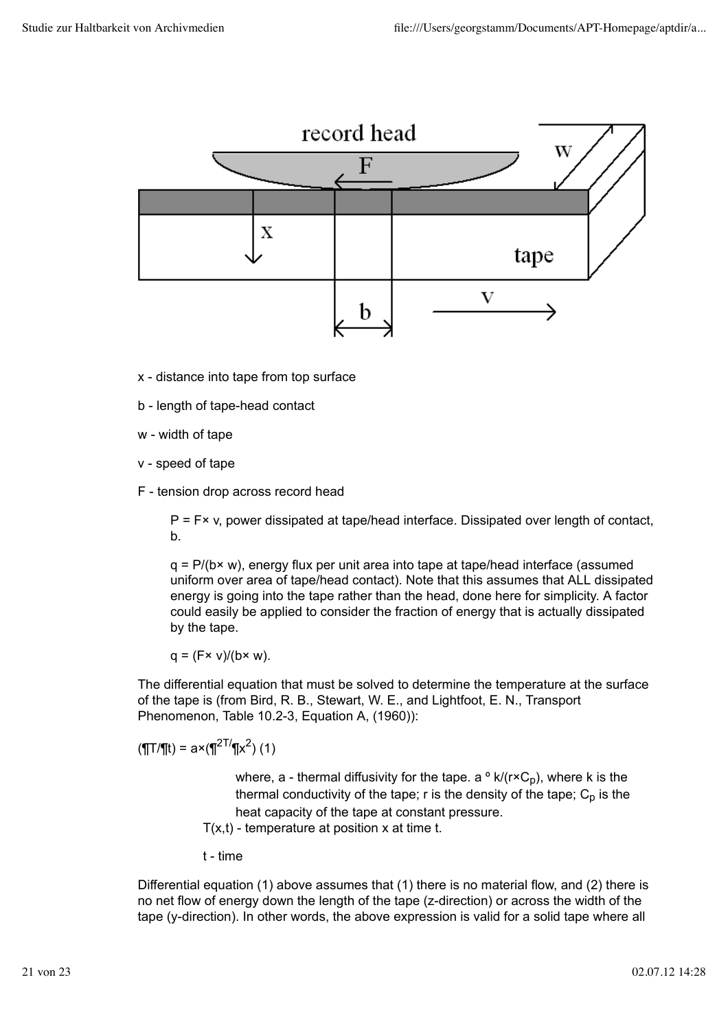x - distance into tape from top surface

b - length of tape-head contact

w - width of tape

v - speed of tape

F - tension drop across record head

> $P = F \times v$, power dissipated at tape/head interface. Dissipated over length of contact, b.
>
> $q = P/(b \times w)$, energy flux per unit area into tape at tape/head interface (assumed uniform over area of tape/head contact). Note that this assumes that ALL dissipated energy is going into the tape rather than the head, done here for simplicity. A factor could easily be applied to consider the fraction of energy that is actually dissipated by the tape.
>
> $q = (F \times v)/(b \times w)$.

The differential equation that must be solved to determine the temperature at the surface of the tape is (from Bird, R. B., Stewart, W. E., and Lightfoot, E. N., Transport Phenomenon, Table 10.2-3, Equation A, (1960)):

$$(\partial T/\partial t) = a \times (\partial^2 T/\partial x^2) \quad (1)$$

> where, a - thermal diffusivity for the tape. $a \equiv k/(r \times C_p)$, where k is the thermal conductivity of the tape; r is the density of the tape; $C_p$ is the heat capacity of the tape at constant pressure.
>
> T(x,t) - temperature at position x at time t.
>
> t - time

Differential equation (1) above assumes that (1) there is no material flow, and (2) there is no net flow of energy down the length of the tape (z-direction) or across the width of the tape (y-direction). In other words, the above expression is valid for a solid tape where all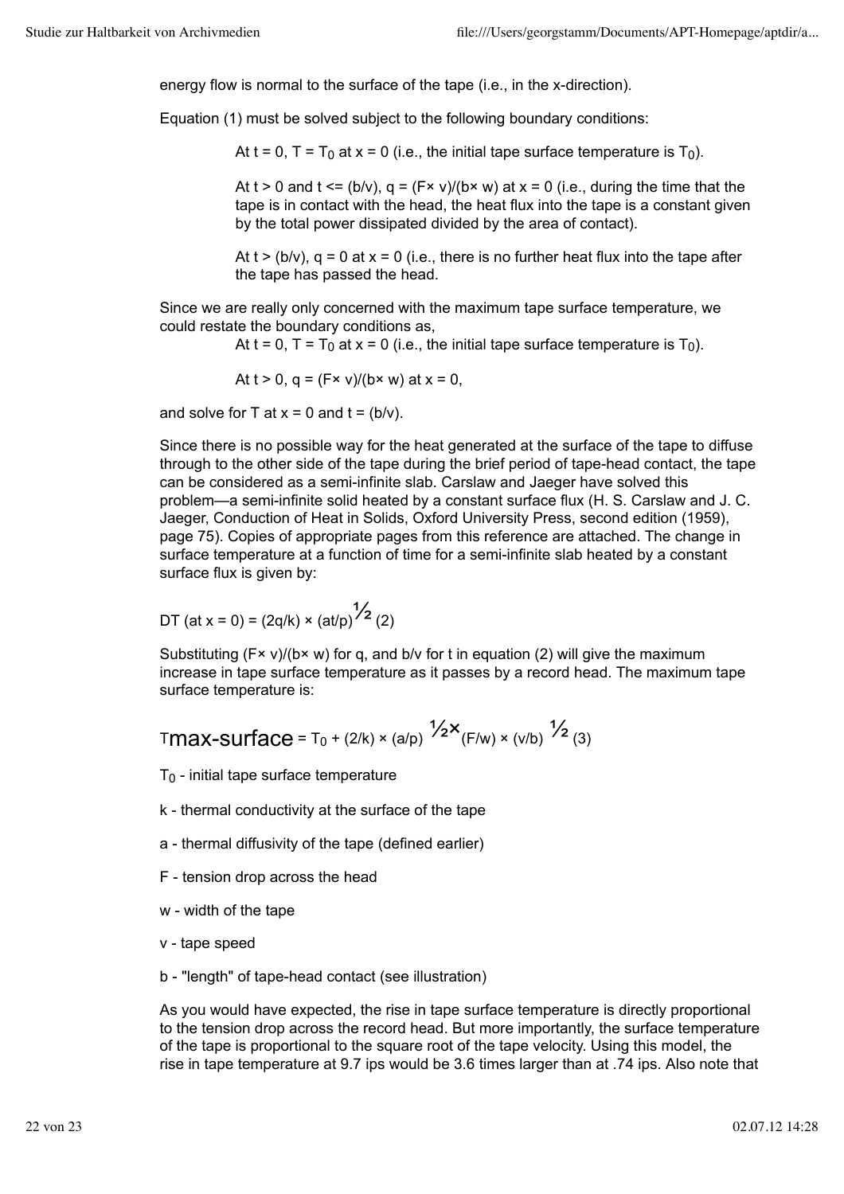energy flow is normal to the surface of the tape (i.e., in the x-direction).

Equation (1) must be solved subject to the following boundary conditions:

> At $t = 0$, $T = T_0$ at $x = 0$ (i.e., the initial tape surface temperature is $T_0$).
>
> At $t > 0$ and $t <= (b/v)$, $q = (F \times v)/(b \times w)$ at $x = 0$ (i.e., during the time that the tape is in contact with the head, the heat flux into the tape is a constant given by the total power dissipated divided by the area of contact).
>
> At $t > (b/v)$, $q = 0$ at $x = 0$ (i.e., there is no further heat flux into the tape after the tape has passed the head.

Since we are really only concerned with the maximum tape surface temperature, we could restate the boundary conditions as,

> At $t = 0$, $T = T_0$ at $x = 0$ (i.e., the initial tape surface temperature is $T_0$).
>
> At $t > 0$, $q = (F \times v)/(b \times w)$ at $x = 0$,

and solve for T at $x = 0$ and $t = (b/v)$.

Since there is no possible way for the heat generated at the surface of the tape to diffuse through to the other side of the tape during the brief period of tape-head contact, the tape can be considered as a semi-infinite slab. Carslaw and Jaeger have solved this problem—a semi-infinite solid heated by a constant surface flux (H. S. Carslaw and J. C. Jaeger, Conduction of Heat in Solids, Oxford University Press, second edition (1959), page 75). Copies of appropriate pages from this reference are attached. The change in surface temperature at a function of time for a semi-infinite slab heated by a constant surface flux is given by:

$$DT \text{ (at } x = 0) = (2q/k) \times (at/p)^{1/2} \quad (2)$$

Substituting $(F \times v)/(b \times w)$ for q, and b/v for t in equation (2) will give the maximum increase in tape surface temperature as it passes by a record head. The maximum tape surface temperature is:

$$T_{max\text{-}surface} = T_0 + (2/k) \times (a/p)^{1/2} \times (F/w) \times (v/b)^{1/2} \quad (3)$$

$T_0$ - initial tape surface temperature

k - thermal conductivity at the surface of the tape

a - thermal diffusivity of the tape (defined earlier)

F - tension drop across the head

w - width of the tape

v - tape speed

b - "length" of tape-head contact (see illustration)

As you would have expected, the rise in tape surface temperature is directly proportional to the tension drop across the record head. But more importantly, the surface temperature of the tape is proportional to the square root of the tape velocity. Using this model, the rise in tape temperature at 9.7 ips would be 3.6 times larger than at .74 ips. Also note that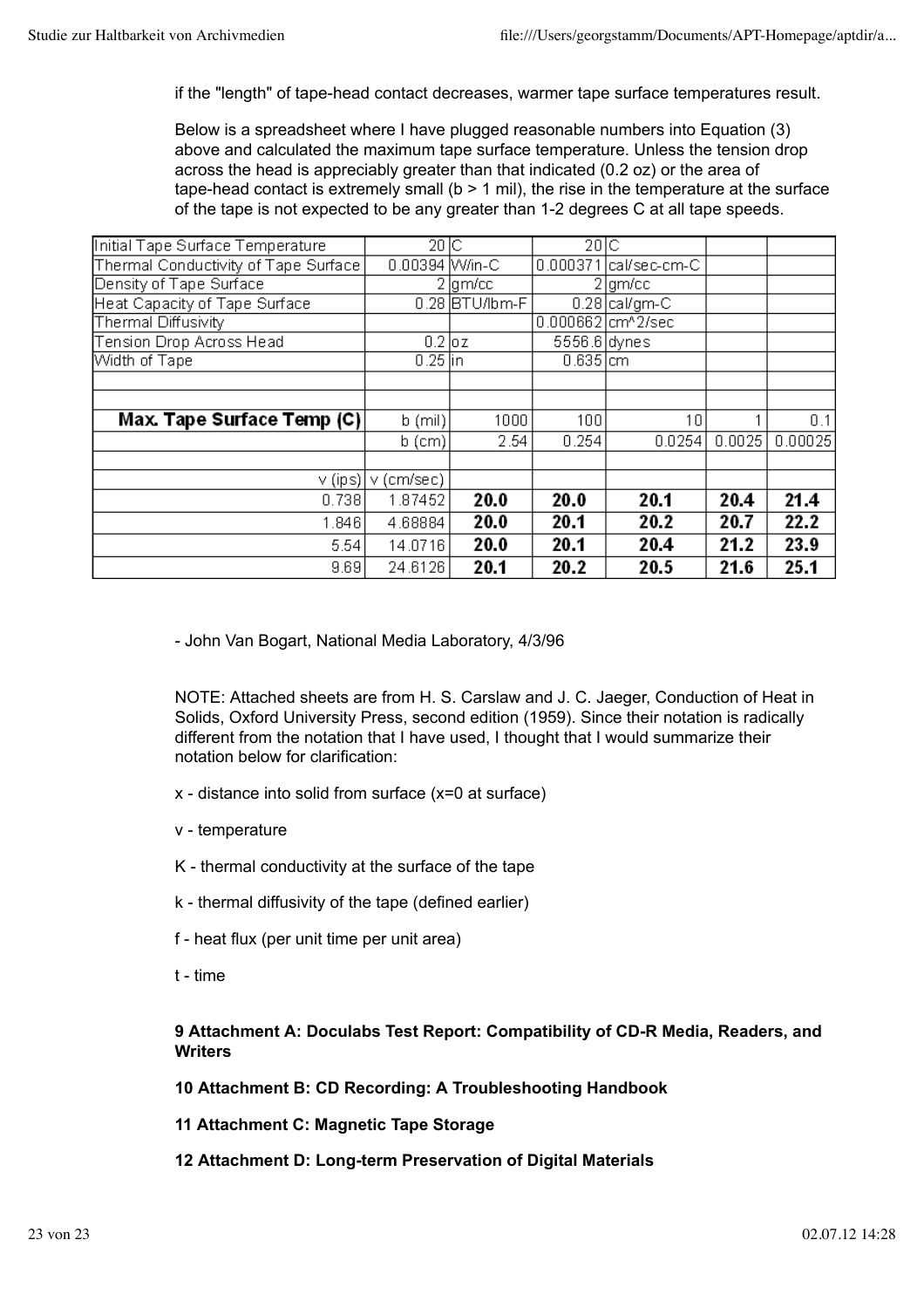if the "length" of tape-head contact decreases, warmer tape surface temperatures result.

Below is a spreadsheet where I have plugged reasonable numbers into Equation (3) above and calculated the maximum tape surface temperature. Unless the tension drop across the head is appreciably greater than that indicated (0.2 oz) or the area of tape-head contact is extremely small (b > 1 mil), the rise in the temperature at the surface of the tape is not expected to be any greater than 1-2 degrees C at all tape speeds.

| | | | | | | |
|---|---|---|---|---|---|---|
| Initial Tape Surface Temperature | 20 | C | 20 | C | | |
| Thermal Conductivity of Tape Surface | 0.00394 | W/in-C | 0.000371 | cal/sec-cm-C | | |
| Density of Tape Surface | 2 | gm/cc | 2 | gm/cc | | |
| Heat Capacity of Tape Surface | 0.28 | BTU/lbm-F | 0.28 | cal/gm-C | | |
| Thermal Diffusivity | | | 0.000662 | cm^2/sec | | |
| Tension Drop Across Head | 0.2 | oz | 5556.6 | dynes | | |
| Width of Tape | 0.25 | in | 0.635 | cm | | |
| | | | | | | |
| | | | | | | |
| **Max. Tape Surface Temp (C)** | b (mil) | 1000 | 100 | 10 | 1 | 0.1 |
| | b (cm) | 2.54 | 0.254 | 0.0254 | 0.0025 | 0.00025 |
| | | | | | | |
| v (ips) | v (cm/sec) | | | | | |
| 0.738 | 1.87452 | **20.0** | **20.0** | **20.1** | **20.4** | **21.4** |
| 1.846 | 4.68884 | **20.0** | **20.1** | **20.2** | **20.7** | **22.2** |
| 5.54 | 14.0716 | **20.0** | **20.1** | **20.4** | **21.2** | **23.9** |
| 9.69 | 24.6126 | **20.1** | **20.2** | **20.5** | **21.6** | **25.1** |

- John Van Bogart, National Media Laboratory, 4/3/96

NOTE: Attached sheets are from H. S. Carslaw and J. C. Jaeger, Conduction of Heat in Solids, Oxford University Press, second edition (1959). Since their notation is radically different from the notation that I have used, I thought that I would summarize their notation below for clarification:

x - distance into solid from surface (x=0 at surface)

v - temperature

K - thermal conductivity at the surface of the tape

k - thermal diffusivity of the tape (defined earlier)

f - heat flux (per unit time per unit area)

t - time

**9 Attachment A: Doculabs Test Report: Compatibility of CD-R Media, Readers, and Writers**

**10 Attachment B: CD Recording: A Troubleshooting Handbook**

**11 Attachment C: Magnetic Tape Storage**

**12 Attachment D: Long-term Preservation of Digital Materials**